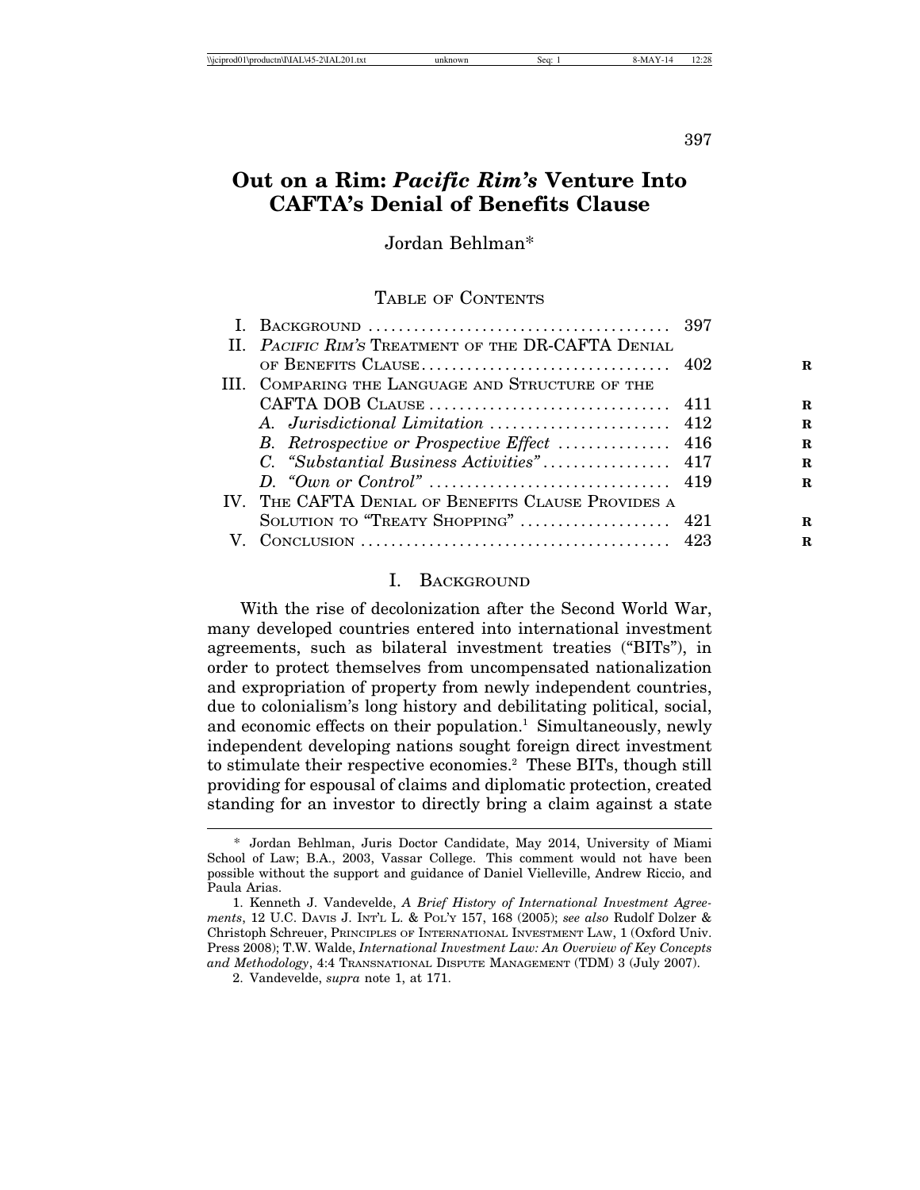# Out on a Rim: *Pacific Rim's* Venture Into CAFTA's Denial of Benefits Clause

Jordan Behlman*

## Table of Contents

| | | |
|---|---|---|
| I. | Background | 397 |
| II. | *Pacific Rim's* Treatment of the DR-CAFTA Denial of Benefits Clause | 402 |
| III. | Comparing the Language and Structure of the CAFTA DOB Clause | 411 |
| | *A. Jurisdictional Limitation* | 412 |
| | *B. Retrospective or Prospective Effect* | 416 |
| | *C. "Substantial Business Activities"* | 417 |
| | *D. "Own or Control"* | 419 |
| IV. | The CAFTA Denial of Benefits Clause Provides a Solution to "Treaty Shopping" | 421 |
| V. | Conclusion | 423 |

## I. Background

With the rise of decolonization after the Second World War, many developed countries entered into international investment agreements, such as bilateral investment treaties ("BITs"), in order to protect themselves from uncompensated nationalization and expropriation of property from newly independent countries, due to colonialism's long history and debilitating political, social, and economic effects on their population.[1] Simultaneously, newly independent developing nations sought foreign direct investment to stimulate their respective economies.[2] These BITs, though still providing for espousal of claims and diplomatic protection, created standing for an investor to directly bring a claim against a state

---

\* Jordan Behlman, Juris Doctor Candidate, May 2014, University of Miami School of Law; B.A., 2003, Vassar College. This comment would not have been possible without the support and guidance of Daniel Vielleville, Andrew Riccio, and Paula Arias.

1. Kenneth J. Vandevelde, *A Brief History of International Investment Agreements*, 12 U.C. Davis J. Int'l L. & Pol'y 157, 168 (2005); *see also* Rudolf Dolzer & Christoph Schreuer, Principles of International Investment Law, 1 (Oxford Univ. Press 2008); T.W. Walde, *International Investment Law: An Overview of Key Concepts and Methodology*, 4:4 Transnational Dispute Management (TDM) 3 (July 2007).

2. Vandevelde, *supra* note 1, at 171.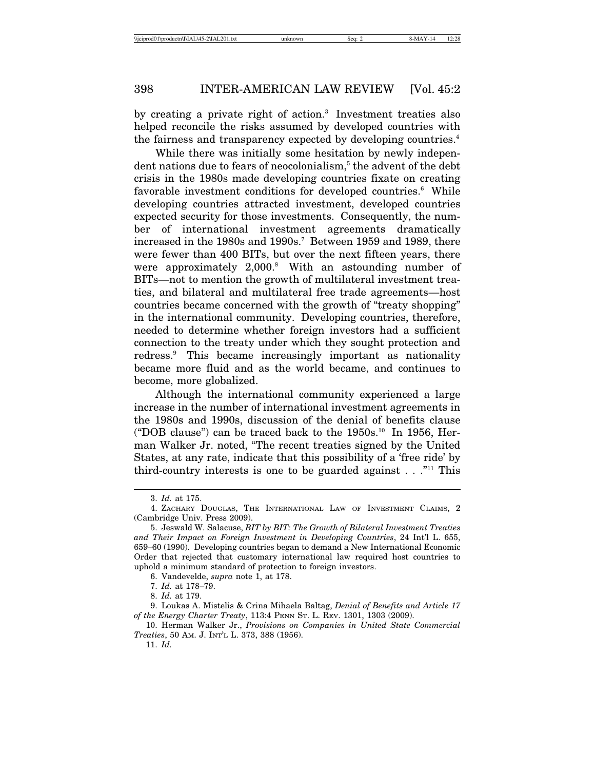by creating a private right of action.[3] Investment treaties also helped reconcile the risks assumed by developed countries with the fairness and transparency expected by developing countries.[4]

While there was initially some hesitation by newly independent nations due to fears of neocolonialism,[5] the advent of the debt crisis in the 1980s made developing countries fixate on creating favorable investment conditions for developed countries.[6] While developing countries attracted investment, developed countries expected security for those investments. Consequently, the number of international investment agreements dramatically increased in the 1980s and 1990s.[7] Between 1959 and 1989, there were fewer than 400 BITs, but over the next fifteen years, there were approximately 2,000.[8] With an astounding number of BITs—not to mention the growth of multilateral investment treaties, and bilateral and multilateral free trade agreements—host countries became concerned with the growth of "treaty shopping" in the international community. Developing countries, therefore, needed to determine whether foreign investors had a sufficient connection to the treaty under which they sought protection and redress.[9] This became increasingly important as nationality became more fluid and as the world became, and continues to become, more globalized.

Although the international community experienced a large increase in the number of international investment agreements in the 1980s and 1990s, discussion of the denial of benefits clause ("DOB clause") can be traced back to the 1950s.[10] In 1956, Herman Walker Jr. noted, "The recent treaties signed by the United States, at any rate, indicate that this possibility of a 'free ride' by third-country interests is one to be guarded against . . ."[11] This

---

3. *Id.* at 175.

4. ZACHARY DOUGLAS, THE INTERNATIONAL LAW OF INVESTMENT CLAIMS, 2 (Cambridge Univ. Press 2009).

5. Jeswald W. Salacuse, *BIT by BIT: The Growth of Bilateral Investment Treaties and Their Impact on Foreign Investment in Developing Countries*, 24 Int'l L. 655, 659–60 (1990). Developing countries began to demand a New International Economic Order that rejected that customary international law required host countries to uphold a minimum standard of protection to foreign investors.

6. Vandevelde, *supra* note 1, at 178.

7. *Id.* at 178–79.

8. *Id.* at 179.

9. Loukas A. Mistelis & Crina Mihaela Baltag, *Denial of Benefits and Article 17 of the Energy Charter Treaty*, 113:4 PENN ST. L. REV. 1301, 1303 (2009).

10. Herman Walker Jr., *Provisions on Companies in United State Commercial Treaties*, 50 AM. J. INT'L L. 373, 388 (1956).

11. *Id.*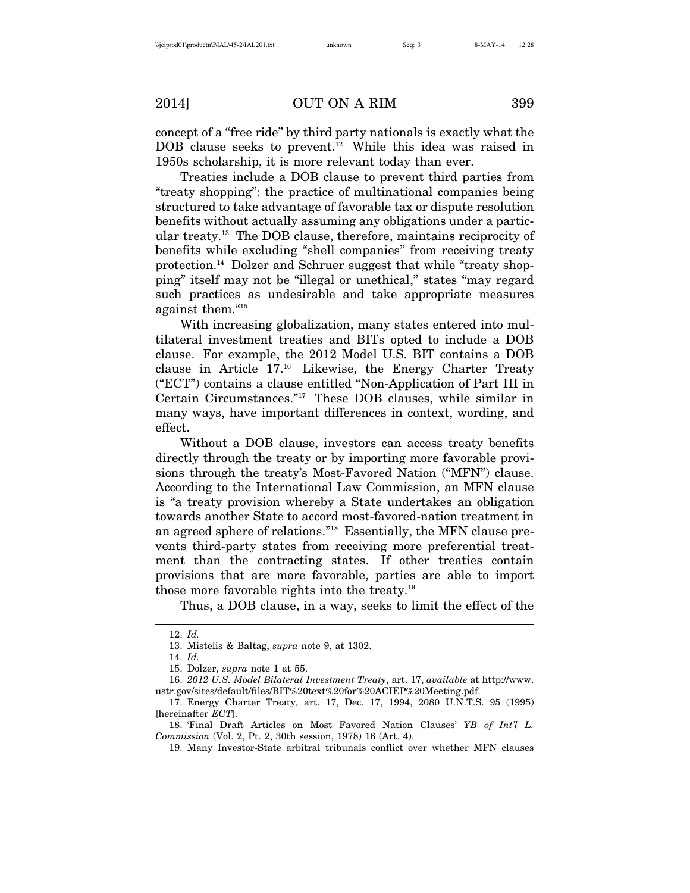concept of a "free ride" by third party nationals is exactly what the DOB clause seeks to prevent.[12] While this idea was raised in 1950s scholarship, it is more relevant today than ever.

Treaties include a DOB clause to prevent third parties from "treaty shopping": the practice of multinational companies being structured to take advantage of favorable tax or dispute resolution benefits without actually assuming any obligations under a particular treaty.[13] The DOB clause, therefore, maintains reciprocity of benefits while excluding "shell companies" from receiving treaty protection.[14] Dolzer and Schruer suggest that while "treaty shopping" itself may not be "illegal or unethical," states "may regard such practices as undesirable and take appropriate measures against them."[15]

With increasing globalization, many states entered into multilateral investment treaties and BITs opted to include a DOB clause. For example, the 2012 Model U.S. BIT contains a DOB clause in Article 17.[16] Likewise, the Energy Charter Treaty ("ECT") contains a clause entitled "Non-Application of Part III in Certain Circumstances."[17] These DOB clauses, while similar in many ways, have important differences in context, wording, and effect.

Without a DOB clause, investors can access treaty benefits directly through the treaty or by importing more favorable provisions through the treaty's Most-Favored Nation ("MFN") clause. According to the International Law Commission, an MFN clause is "a treaty provision whereby a State undertakes an obligation towards another State to accord most-favored-nation treatment in an agreed sphere of relations."[18] Essentially, the MFN clause prevents third-party states from receiving more preferential treatment than the contracting states. If other treaties contain provisions that are more favorable, parties are able to import those more favorable rights into the treaty.[19]

Thus, a DOB clause, in a way, seeks to limit the effect of the

---

12. *Id.*

13. Mistelis & Baltag, *supra* note 9, at 1302.

14. *Id.*

15. Dolzer, *supra* note 1 at 55.

16. *2012 U.S. Model Bilateral Investment Treaty*, art. 17, *available* at http://www.ustr.gov/sites/default/files/BIT%20text%20for%20ACIEP%20Meeting.pdf.

17. Energy Charter Treaty, art. 17, Dec. 17, 1994, 2080 U.N.T.S. 95 (1995) [hereinafter *ECT*].

18. 'Final Draft Articles on Most Favored Nation Clauses' *YB of Int'l L. Commission* (Vol. 2, Pt. 2, 30th session, 1978) 16 (Art. 4).

19. Many Investor-State arbitral tribunals conflict over whether MFN clauses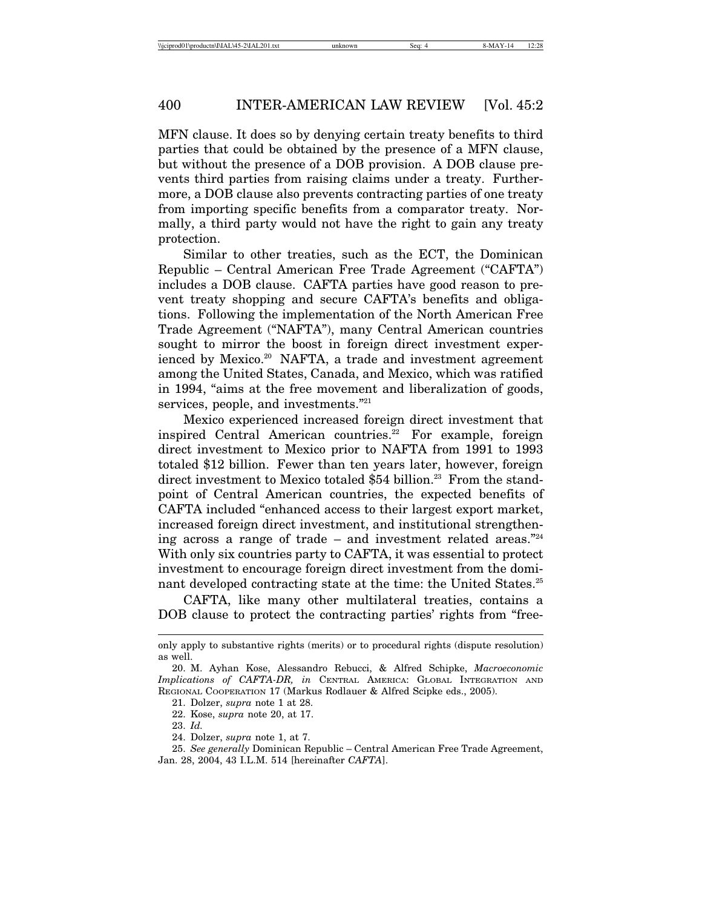MFN clause. It does so by denying certain treaty benefits to third parties that could be obtained by the presence of a MFN clause, but without the presence of a DOB provision. A DOB clause prevents third parties from raising claims under a treaty. Furthermore, a DOB clause also prevents contracting parties of one treaty from importing specific benefits from a comparator treaty. Normally, a third party would not have the right to gain any treaty protection.

Similar to other treaties, such as the ECT, the Dominican Republic – Central American Free Trade Agreement ("CAFTA") includes a DOB clause. CAFTA parties have good reason to prevent treaty shopping and secure CAFTA's benefits and obligations. Following the implementation of the North American Free Trade Agreement ("NAFTA"), many Central American countries sought to mirror the boost in foreign direct investment experienced by Mexico.[20] NAFTA, a trade and investment agreement among the United States, Canada, and Mexico, which was ratified in 1994, "aims at the free movement and liberalization of goods, services, people, and investments."[21]

Mexico experienced increased foreign direct investment that inspired Central American countries.[22] For example, foreign direct investment to Mexico prior to NAFTA from 1991 to 1993 totaled $12 billion. Fewer than ten years later, however, foreign direct investment to Mexico totaled $54 billion.[23] From the standpoint of Central American countries, the expected benefits of CAFTA included "enhanced access to their largest export market, increased foreign direct investment, and institutional strengthening across a range of trade – and investment related areas."[24] With only six countries party to CAFTA, it was essential to protect investment to encourage foreign direct investment from the dominant developed contracting state at the time: the United States.[25]

CAFTA, like many other multilateral treaties, contains a DOB clause to protect the contracting parties' rights from "free-

---

only apply to substantive rights (merits) or to procedural rights (dispute resolution) as well.

20. M. Ayhan Kose, Alessandro Rebucci, & Alfred Schipke, *Macroeconomic Implications of CAFTA-DR, in* CENTRAL AMERICA: GLOBAL INTEGRATION AND REGIONAL COOPERATION 17 (Markus Rodlauer & Alfred Scipke eds., 2005).

21. Dolzer, *supra* note 1 at 28.

22. Kose, *supra* note 20, at 17.

23. *Id.*

24. Dolzer, *supra* note 1, at 7.

25. *See generally* Dominican Republic – Central American Free Trade Agreement, Jan. 28, 2004, 43 I.L.M. 514 [hereinafter *CAFTA*].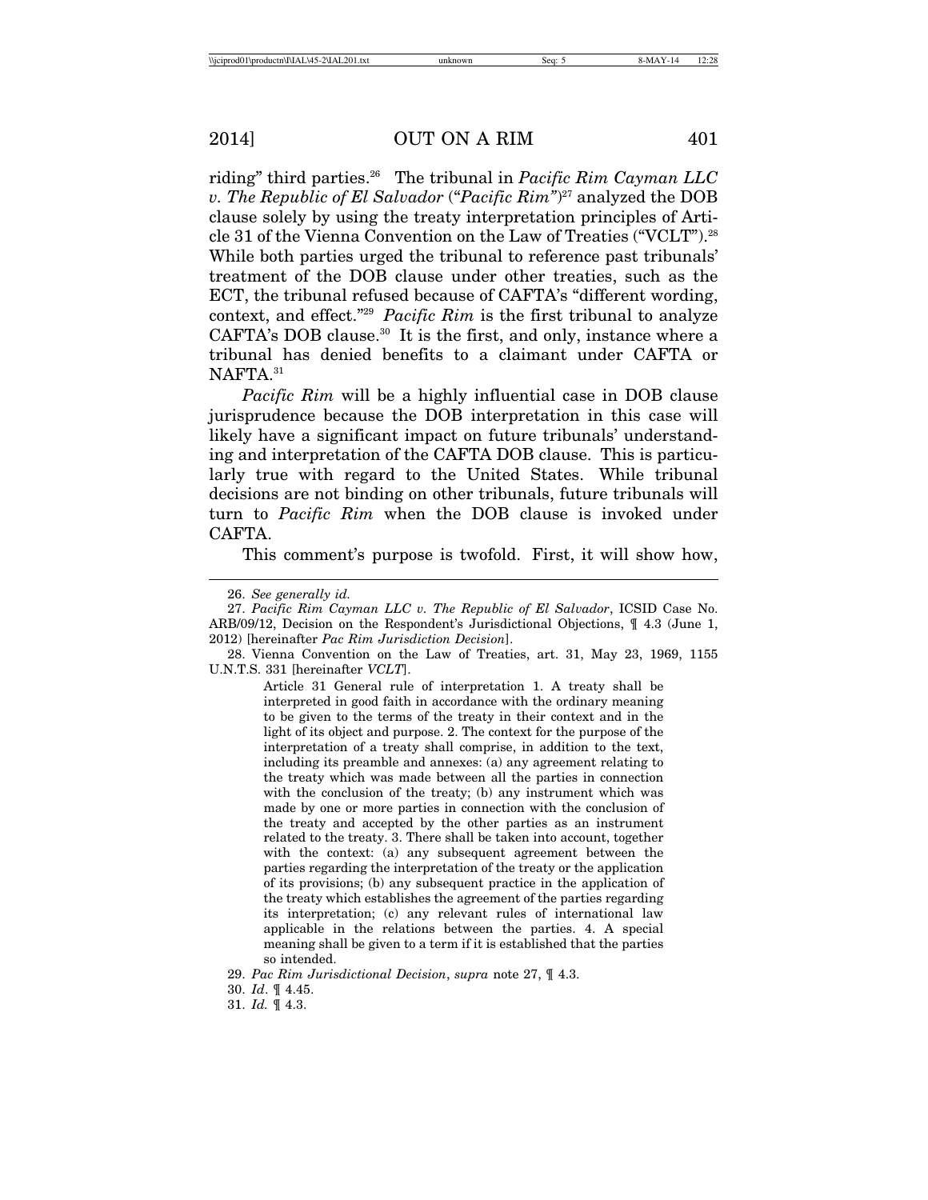riding" third parties.[26] The tribunal in *Pacific Rim Cayman LLC v. The Republic of El Salvador* ("*Pacific Rim*")[27] analyzed the DOB clause solely by using the treaty interpretation principles of Article 31 of the Vienna Convention on the Law of Treaties ("VCLT").[28] While both parties urged the tribunal to reference past tribunals' treatment of the DOB clause under other treaties, such as the ECT, the tribunal refused because of CAFTA's "different wording, context, and effect."[29] *Pacific Rim* is the first tribunal to analyze CAFTA's DOB clause.[30] It is the first, and only, instance where a tribunal has denied benefits to a claimant under CAFTA or NAFTA.[31]

*Pacific Rim* will be a highly influential case in DOB clause jurisprudence because the DOB interpretation in this case will likely have a significant impact on future tribunals' understanding and interpretation of the CAFTA DOB clause. This is particularly true with regard to the United States. While tribunal decisions are not binding on other tribunals, future tribunals will turn to *Pacific Rim* when the DOB clause is invoked under CAFTA.

This comment's purpose is twofold. First, it will show how,

---

26. *See generally id.*

27. *Pacific Rim Cayman LLC v. The Republic of El Salvador*, ICSID Case No. ARB/09/12, Decision on the Respondent's Jurisdictional Objections, ¶ 4.3 (June 1, 2012) [hereinafter *Pac Rim Jurisdiction Decision*].

28. Vienna Convention on the Law of Treaties, art. 31, May 23, 1969, 1155 U.N.T.S. 331 [hereinafter *VCLT*].

> Article 31 General rule of interpretation 1. A treaty shall be interpreted in good faith in accordance with the ordinary meaning to be given to the terms of the treaty in their context and in the light of its object and purpose. 2. The context for the purpose of the interpretation of a treaty shall comprise, in addition to the text, including its preamble and annexes: (a) any agreement relating to the treaty which was made between all the parties in connection with the conclusion of the treaty; (b) any instrument which was made by one or more parties in connection with the conclusion of the treaty and accepted by the other parties as an instrument related to the treaty. 3. There shall be taken into account, together with the context: (a) any subsequent agreement between the parties regarding the interpretation of the treaty or the application of its provisions; (b) any subsequent practice in the application of the treaty which establishes the agreement of the parties regarding its interpretation; (c) any relevant rules of international law applicable in the relations between the parties. 4. A special meaning shall be given to a term if it is established that the parties so intended.

29. *Pac Rim Jurisdictional Decision*, *supra* note 27, ¶ 4.3.

30. *Id*. ¶ 4.45.

31. *Id.* ¶ 4.3.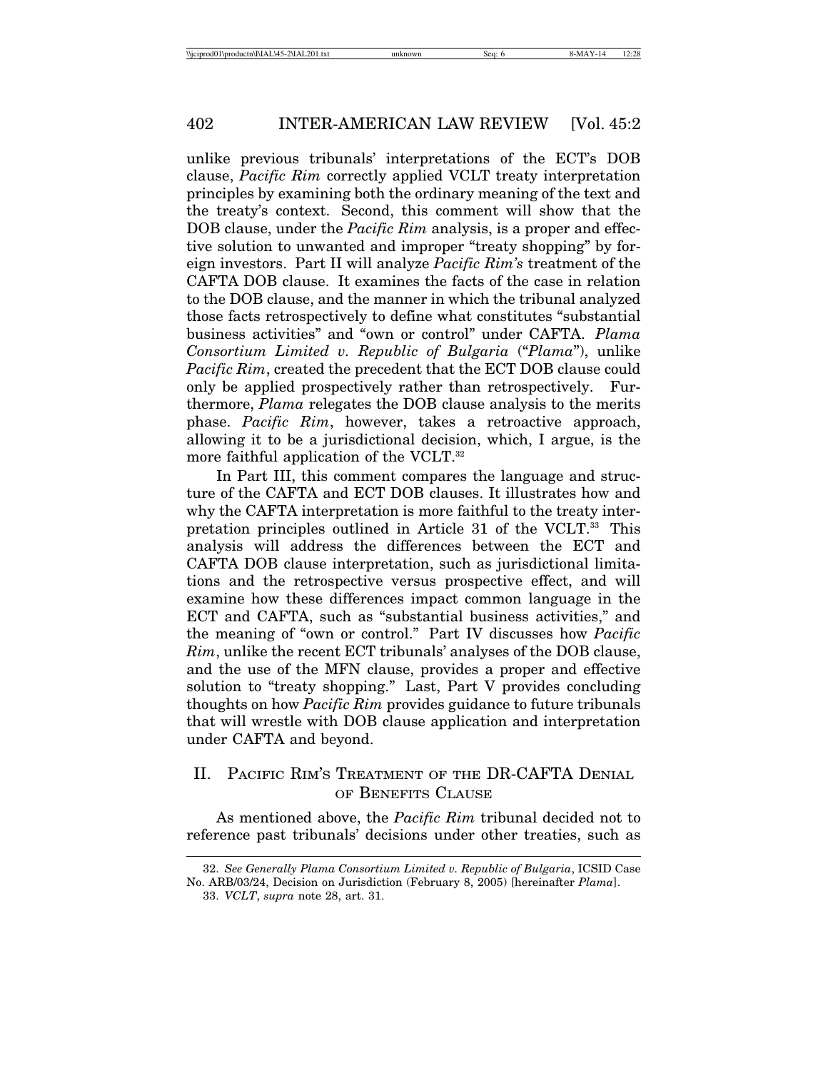unlike previous tribunals' interpretations of the ECT's DOB clause, *Pacific Rim* correctly applied VCLT treaty interpretation principles by examining both the ordinary meaning of the text and the treaty's context. Second, this comment will show that the DOB clause, under the *Pacific Rim* analysis, is a proper and effective solution to unwanted and improper "treaty shopping" by foreign investors. Part II will analyze *Pacific Rim's* treatment of the CAFTA DOB clause. It examines the facts of the case in relation to the DOB clause, and the manner in which the tribunal analyzed those facts retrospectively to define what constitutes "substantial business activities" and "own or control" under CAFTA. *Plama Consortium Limited v. Republic of Bulgaria* ("*Plama*"), unlike *Pacific Rim*, created the precedent that the ECT DOB clause could only be applied prospectively rather than retrospectively. Furthermore, *Plama* relegates the DOB clause analysis to the merits phase. *Pacific Rim*, however, takes a retroactive approach, allowing it to be a jurisdictional decision, which, I argue, is the more faithful application of the VCLT.[32]

In Part III, this comment compares the language and structure of the CAFTA and ECT DOB clauses. It illustrates how and why the CAFTA interpretation is more faithful to the treaty interpretation principles outlined in Article 31 of the VCLT.[33] This analysis will address the differences between the ECT and CAFTA DOB clause interpretation, such as jurisdictional limitations and the retrospective versus prospective effect, and will examine how these differences impact common language in the ECT and CAFTA, such as "substantial business activities," and the meaning of "own or control." Part IV discusses how *Pacific Rim*, unlike the recent ECT tribunals' analyses of the DOB clause, and the use of the MFN clause, provides a proper and effective solution to "treaty shopping." Last, Part V provides concluding thoughts on how *Pacific Rim* provides guidance to future tribunals that will wrestle with DOB clause application and interpretation under CAFTA and beyond.

## II. Pacific Rim's Treatment of the DR-CAFTA Denial of Benefits Clause

As mentioned above, the *Pacific Rim* tribunal decided not to reference past tribunals' decisions under other treaties, such as

---

32. *See Generally Plama Consortium Limited v. Republic of Bulgaria*, ICSID Case No. ARB/03/24, Decision on Jurisdiction (February 8, 2005) [hereinafter *Plama*].

33. *VCLT*, *supra* note 28, art. 31.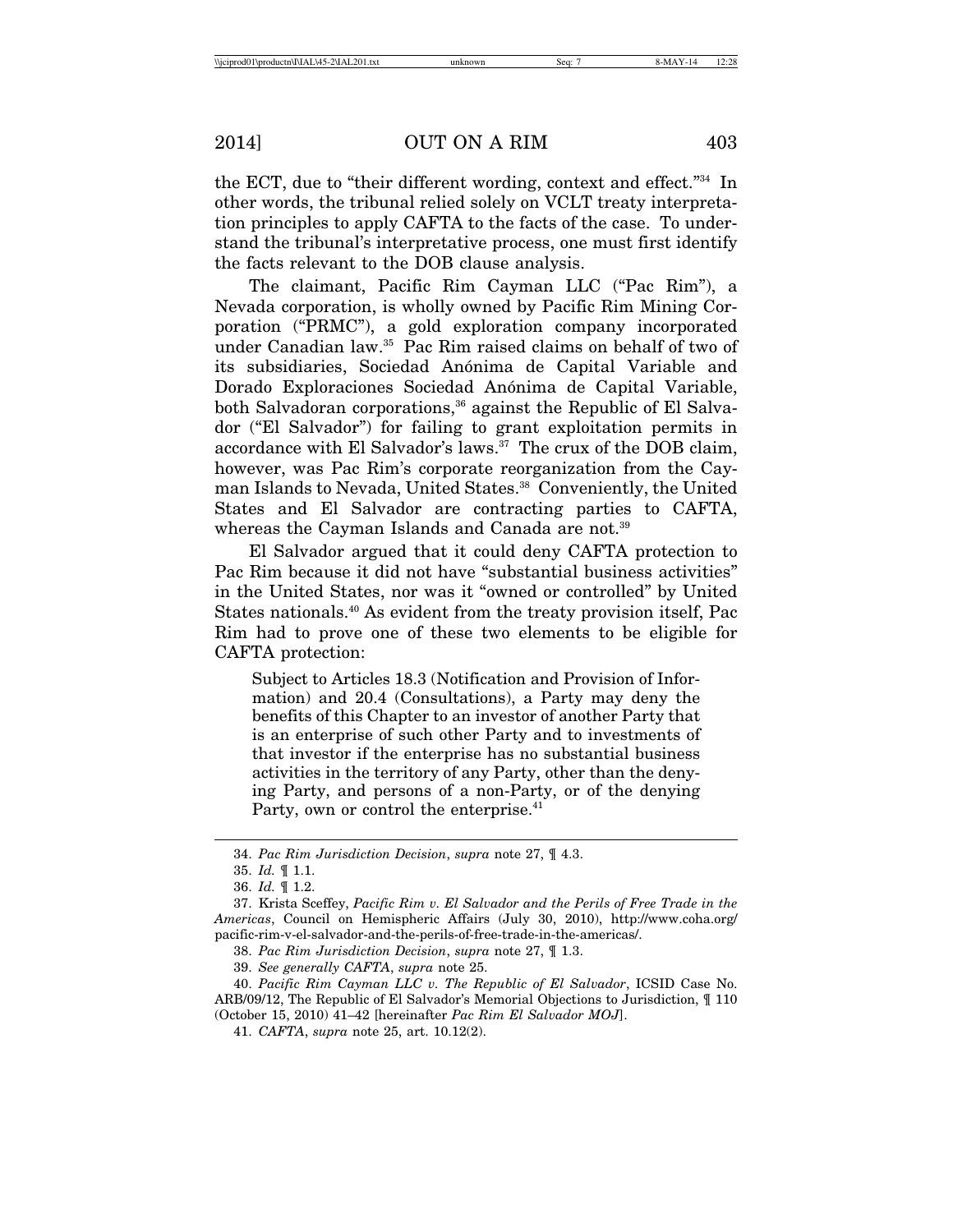the ECT, due to "their different wording, context and effect."[34] In other words, the tribunal relied solely on VCLT treaty interpretation principles to apply CAFTA to the facts of the case. To understand the tribunal's interpretative process, one must first identify the facts relevant to the DOB clause analysis.

The claimant, Pacific Rim Cayman LLC ("Pac Rim"), a Nevada corporation, is wholly owned by Pacific Rim Mining Corporation ("PRMC"), a gold exploration company incorporated under Canadian law.[35] Pac Rim raised claims on behalf of two of its subsidiaries, Sociedad Anónima de Capital Variable and Dorado Exploraciones Sociedad Anónima de Capital Variable, both Salvadoran corporations,[36] against the Republic of El Salvador ("El Salvador") for failing to grant exploitation permits in accordance with El Salvador's laws.[37] The crux of the DOB claim, however, was Pac Rim's corporate reorganization from the Cayman Islands to Nevada, United States.[38] Conveniently, the United States and El Salvador are contracting parties to CAFTA, whereas the Cayman Islands and Canada are not.[39]

El Salvador argued that it could deny CAFTA protection to Pac Rim because it did not have "substantial business activities" in the United States, nor was it "owned or controlled" by United States nationals.[40] As evident from the treaty provision itself, Pac Rim had to prove one of these two elements to be eligible for CAFTA protection:

> Subject to Articles 18.3 (Notification and Provision of Information) and 20.4 (Consultations), a Party may deny the benefits of this Chapter to an investor of another Party that is an enterprise of such other Party and to investments of that investor if the enterprise has no substantial business activities in the territory of any Party, other than the denying Party, and persons of a non-Party, or of the denying Party, own or control the enterprise.[41]

---

34. *Pac Rim Jurisdiction Decision*, *supra* note 27, ¶ 4.3.

35. *Id.* ¶ 1.1.

36. *Id.* ¶ 1.2.

37. Krista Sceffey, *Pacific Rim v. El Salvador and the Perils of Free Trade in the Americas*, Council on Hemispheric Affairs (July 30, 2010), http://www.coha.org/pacific-rim-v-el-salvador-and-the-perils-of-free-trade-in-the-americas/.

38. *Pac Rim Jurisdiction Decision*, *supra* note 27, ¶ 1.3.

39. *See generally CAFTA*, *supra* note 25.

40. *Pacific Rim Cayman LLC v. The Republic of El Salvador*, ICSID Case No. ARB/09/12, The Republic of El Salvador's Memorial Objections to Jurisdiction, ¶ 110 (October 15, 2010) 41–42 [hereinafter *Pac Rim El Salvador MOJ*].

41. *CAFTA*, *supra* note 25, art. 10.12(2).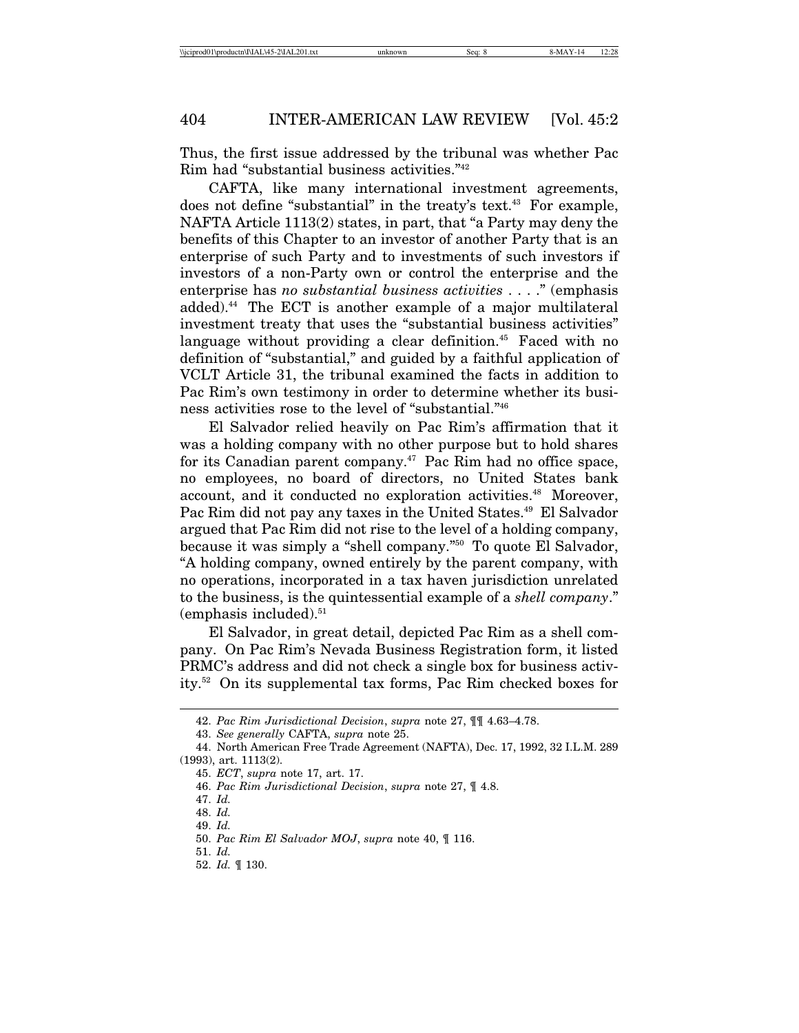Thus, the first issue addressed by the tribunal was whether Pac Rim had "substantial business activities."[42]

CAFTA, like many international investment agreements, does not define "substantial" in the treaty's text.[43] For example, NAFTA Article 1113(2) states, in part, that "a Party may deny the benefits of this Chapter to an investor of another Party that is an enterprise of such Party and to investments of such investors if investors of a non-Party own or control the enterprise and the enterprise has *no substantial business activities* . . . ." (emphasis added).[44] The ECT is another example of a major multilateral investment treaty that uses the "substantial business activities" language without providing a clear definition.[45] Faced with no definition of "substantial," and guided by a faithful application of VCLT Article 31, the tribunal examined the facts in addition to Pac Rim's own testimony in order to determine whether its business activities rose to the level of "substantial."[46]

El Salvador relied heavily on Pac Rim's affirmation that it was a holding company with no other purpose but to hold shares for its Canadian parent company.[47] Pac Rim had no office space, no employees, no board of directors, no United States bank account, and it conducted no exploration activities.[48] Moreover, Pac Rim did not pay any taxes in the United States.[49] El Salvador argued that Pac Rim did not rise to the level of a holding company, because it was simply a "shell company."[50] To quote El Salvador, "A holding company, owned entirely by the parent company, with no operations, incorporated in a tax haven jurisdiction unrelated to the business, is the quintessential example of a *shell company*." (emphasis included).[51]

El Salvador, in great detail, depicted Pac Rim as a shell company. On Pac Rim's Nevada Business Registration form, it listed PRMC's address and did not check a single box for business activity.[52] On its supplemental tax forms, Pac Rim checked boxes for

---

42. *Pac Rim Jurisdictional Decision*, *supra* note 27, ¶¶ 4.63–4.78.

43. *See generally* CAFTA, *supra* note 25.

44. North American Free Trade Agreement (NAFTA), Dec. 17, 1992, 32 I.L.M. 289 (1993), art. 1113(2).

45. *ECT*, *supra* note 17, art. 17.

46. *Pac Rim Jurisdictional Decision*, *supra* note 27, ¶ 4.8.

47. *Id.*

48. *Id.*

49. *Id.*

50. *Pac Rim El Salvador MOJ*, *supra* note 40, ¶ 116.

51. *Id.*

52. *Id.* ¶ 130.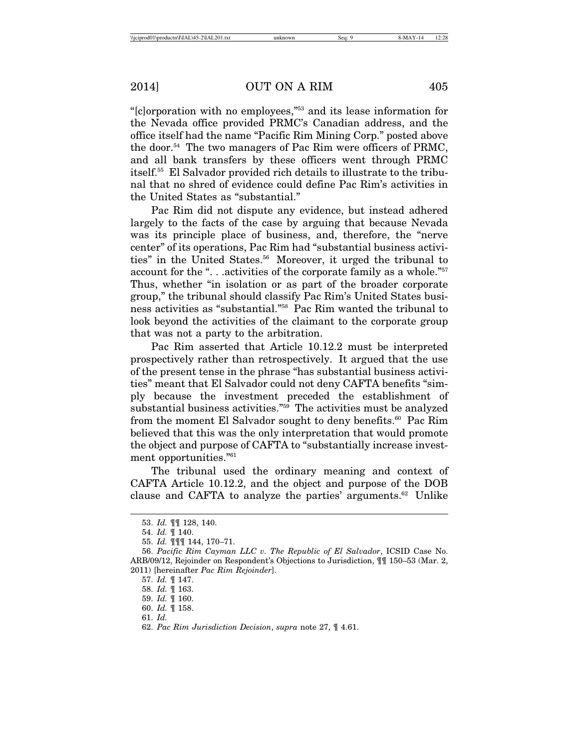"[c]orporation with no employees,"[53] and its lease information for the Nevada office provided PRMC's Canadian address, and the office itself had the name "Pacific Rim Mining Corp." posted above the door.[54] The two managers of Pac Rim were officers of PRMC, and all bank transfers by these officers went through PRMC itself.[55] El Salvador provided rich details to illustrate to the tribunal that no shred of evidence could define Pac Rim's activities in the United States as "substantial."

Pac Rim did not dispute any evidence, but instead adhered largely to the facts of the case by arguing that because Nevada was its principle place of business, and, therefore, the "nerve center" of its operations, Pac Rim had "substantial business activities" in the United States.[56] Moreover, it urged the tribunal to account for the ". . .activities of the corporate family as a whole."[57] Thus, whether "in isolation or as part of the broader corporate group," the tribunal should classify Pac Rim's United States business activities as "substantial."[58] Pac Rim wanted the tribunal to look beyond the activities of the claimant to the corporate group that was not a party to the arbitration.

Pac Rim asserted that Article 10.12.2 must be interpreted prospectively rather than retrospectively. It argued that the use of the present tense in the phrase "has substantial business activities" meant that El Salvador could not deny CAFTA benefits "simply because the investment preceded the establishment of substantial business activities."[59] The activities must be analyzed from the moment El Salvador sought to deny benefits.[60] Pac Rim believed that this was the only interpretation that would promote the object and purpose of CAFTA to "substantially increase investment opportunities."[61]

The tribunal used the ordinary meaning and context of CAFTA Article 10.12.2, and the object and purpose of the DOB clause and CAFTA to analyze the parties' arguments.[62] Unlike

---

53. *Id.* ¶¶ 128, 140.

54. *Id.* ¶ 140.

55. *Id.* ¶¶¶ 144, 170–71.

56. *Pacific Rim Cayman LLC v. The Republic of El Salvador*, ICSID Case No. ARB/09/12, Rejoinder on Respondent's Objections to Jurisdiction, ¶¶ 150–53 (Mar. 2, 2011) [hereinafter *Pac Rim Rejoinder*].

57. *Id.* ¶ 147.

58. *Id.* ¶ 163.

59. *Id.* ¶ 160.

60. *Id.* ¶ 158.

61. *Id.*

62. *Pac Rim Jurisdiction Decision*, *supra* note 27, ¶ 4.61.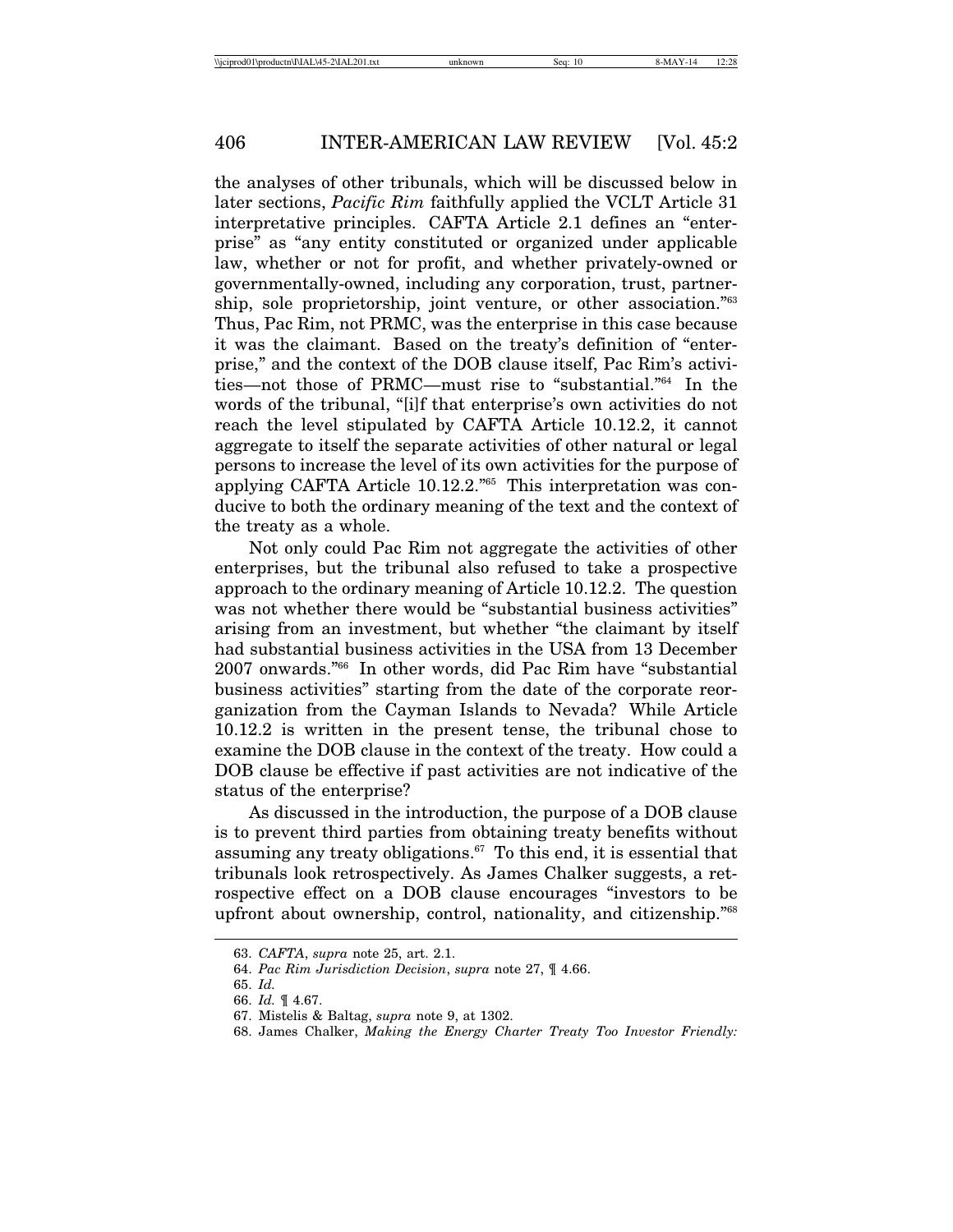the analyses of other tribunals, which will be discussed below in later sections, *Pacific Rim* faithfully applied the VCLT Article 31 interpretative principles. CAFTA Article 2.1 defines an "enterprise" as "any entity constituted or organized under applicable law, whether or not for profit, and whether privately-owned or governmentally-owned, including any corporation, trust, partnership, sole proprietorship, joint venture, or other association."[63] Thus, Pac Rim, not PRMC, was the enterprise in this case because it was the claimant. Based on the treaty's definition of "enterprise," and the context of the DOB clause itself, Pac Rim's activities—not those of PRMC—must rise to "substantial."[64] In the words of the tribunal, "[i]f that enterprise's own activities do not reach the level stipulated by CAFTA Article 10.12.2, it cannot aggregate to itself the separate activities of other natural or legal persons to increase the level of its own activities for the purpose of applying CAFTA Article 10.12.2."[65] This interpretation was conducive to both the ordinary meaning of the text and the context of the treaty as a whole.

Not only could Pac Rim not aggregate the activities of other enterprises, but the tribunal also refused to take a prospective approach to the ordinary meaning of Article 10.12.2. The question was not whether there would be "substantial business activities" arising from an investment, but whether "the claimant by itself had substantial business activities in the USA from 13 December 2007 onwards."[66] In other words, did Pac Rim have "substantial business activities" starting from the date of the corporate reorganization from the Cayman Islands to Nevada? While Article 10.12.2 is written in the present tense, the tribunal chose to examine the DOB clause in the context of the treaty. How could a DOB clause be effective if past activities are not indicative of the status of the enterprise?

As discussed in the introduction, the purpose of a DOB clause is to prevent third parties from obtaining treaty benefits without assuming any treaty obligations.[67] To this end, it is essential that tribunals look retrospectively. As James Chalker suggests, a retrospective effect on a DOB clause encourages "investors to be upfront about ownership, control, nationality, and citizenship."[68]

---

63. *CAFTA*, *supra* note 25, art. 2.1.

64. *Pac Rim Jurisdiction Decision*, *supra* note 27, ¶ 4.66.

65. *Id.*

66. *Id.* ¶ 4.67.

67. Mistelis & Baltag, *supra* note 9, at 1302.

68. James Chalker, *Making the Energy Charter Treaty Too Investor Friendly:*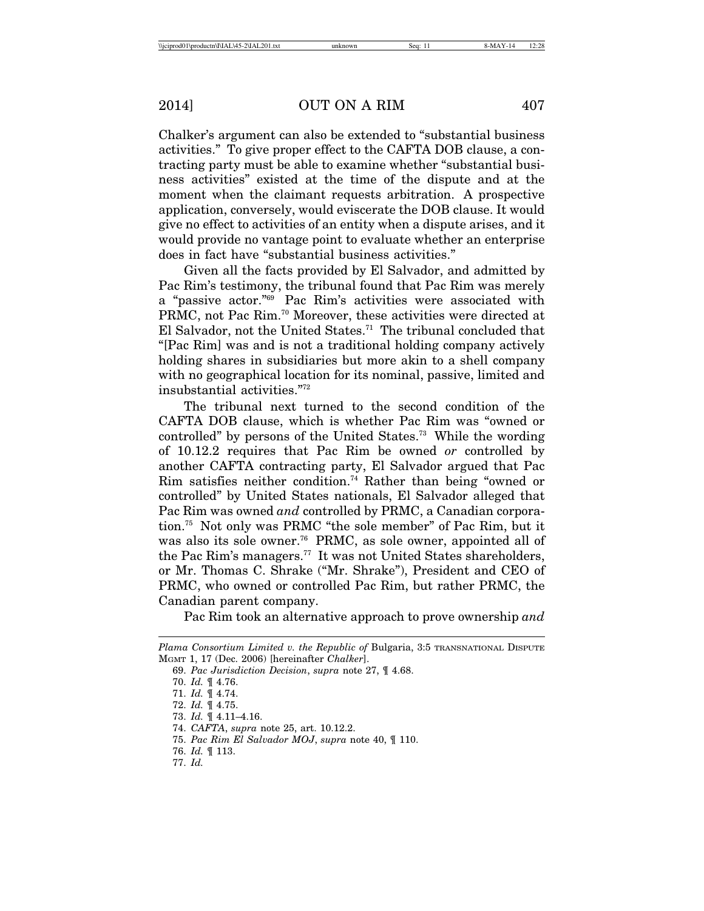Chalker's argument can also be extended to "substantial business activities." To give proper effect to the CAFTA DOB clause, a contracting party must be able to examine whether "substantial business activities" existed at the time of the dispute and at the moment when the claimant requests arbitration. A prospective application, conversely, would eviscerate the DOB clause. It would give no effect to activities of an entity when a dispute arises, and it would provide no vantage point to evaluate whether an enterprise does in fact have "substantial business activities."

Given all the facts provided by El Salvador, and admitted by Pac Rim's testimony, the tribunal found that Pac Rim was merely a "passive actor."[69] Pac Rim's activities were associated with PRMC, not Pac Rim.[70] Moreover, these activities were directed at El Salvador, not the United States.[71] The tribunal concluded that "[Pac Rim] was and is not a traditional holding company actively holding shares in subsidiaries but more akin to a shell company with no geographical location for its nominal, passive, limited and insubstantial activities."[72]

The tribunal next turned to the second condition of the CAFTA DOB clause, which is whether Pac Rim was "owned or controlled" by persons of the United States.[73] While the wording of 10.12.2 requires that Pac Rim be owned *or* controlled by another CAFTA contracting party, El Salvador argued that Pac Rim satisfies neither condition.[74] Rather than being "owned or controlled" by United States nationals, El Salvador alleged that Pac Rim was owned *and* controlled by PRMC, a Canadian corporation.[75] Not only was PRMC "the sole member" of Pac Rim, but it was also its sole owner.[76] PRMC, as sole owner, appointed all of the Pac Rim's managers.[77] It was not United States shareholders, or Mr. Thomas C. Shrake ("Mr. Shrake"), President and CEO of PRMC, who owned or controlled Pac Rim, but rather PRMC, the Canadian parent company.

Pac Rim took an alternative approach to prove ownership *and*

---

*Plama Consortium Limited v. the Republic of* Bulgaria, 3:5 TRANSNATIONAL DISPUTE MGMT 1, 17 (Dec. 2006) [hereinafter *Chalker*].

69. *Pac Jurisdiction Decision*, *supra* note 27, ¶ 4.68.

70. *Id.* ¶ 4.76.

71. *Id.* ¶ 4.74.

72. *Id.* ¶ 4.75.

73. *Id.* ¶ 4.11–4.16.

74. *CAFTA*, *supra* note 25, art. 10.12.2.

75. *Pac Rim El Salvador MOJ*, *supra* note 40, ¶ 110.

76. *Id.* ¶ 113.

77. *Id.*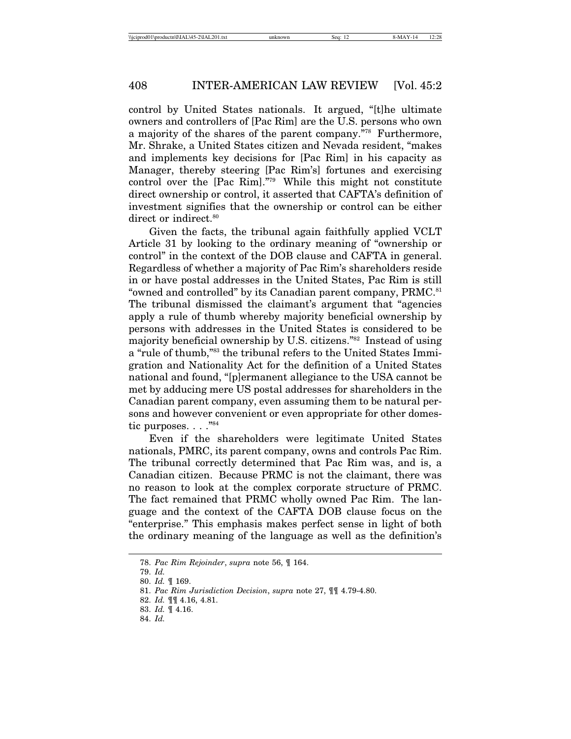control by United States nationals. It argued, "[t]he ultimate owners and controllers of [Pac Rim] are the U.S. persons who own a majority of the shares of the parent company."[78] Furthermore, Mr. Shrake, a United States citizen and Nevada resident, "makes and implements key decisions for [Pac Rim] in his capacity as Manager, thereby steering [Pac Rim's] fortunes and exercising control over the [Pac Rim]."[79] While this might not constitute direct ownership or control, it asserted that CAFTA's definition of investment signifies that the ownership or control can be either direct or indirect.[80]

Given the facts, the tribunal again faithfully applied VCLT Article 31 by looking to the ordinary meaning of "ownership or control" in the context of the DOB clause and CAFTA in general. Regardless of whether a majority of Pac Rim's shareholders reside in or have postal addresses in the United States, Pac Rim is still "owned and controlled" by its Canadian parent company, PRMC.[81] The tribunal dismissed the claimant's argument that "agencies apply a rule of thumb whereby majority beneficial ownership by persons with addresses in the United States is considered to be majority beneficial ownership by U.S. citizens."[82] Instead of using a "rule of thumb,"[83] the tribunal refers to the United States Immigration and Nationality Act for the definition of a United States national and found, "[p]ermanent allegiance to the USA cannot be met by adducing mere US postal addresses for shareholders in the Canadian parent company, even assuming them to be natural persons and however convenient or even appropriate for other domestic purposes. . . ."[84]

Even if the shareholders were legitimate United States nationals, PMRC, its parent company, owns and controls Pac Rim. The tribunal correctly determined that Pac Rim was, and is, a Canadian citizen. Because PRMC is not the claimant, there was no reason to look at the complex corporate structure of PRMC. The fact remained that PRMC wholly owned Pac Rim. The language and the context of the CAFTA DOB clause focus on the "enterprise." This emphasis makes perfect sense in light of both the ordinary meaning of the language as well as the definition's

78. *Pac Rim Rejoinder*, *supra* note 56, ¶ 164.

79. *Id.*

80. *Id.* ¶ 169.

81. *Pac Rim Jurisdiction Decision*, *supra* note 27, ¶¶ 4.79-4.80.

82. *Id.* ¶¶ 4.16, 4.81.

83. *Id.* ¶ 4.16.

84. *Id.*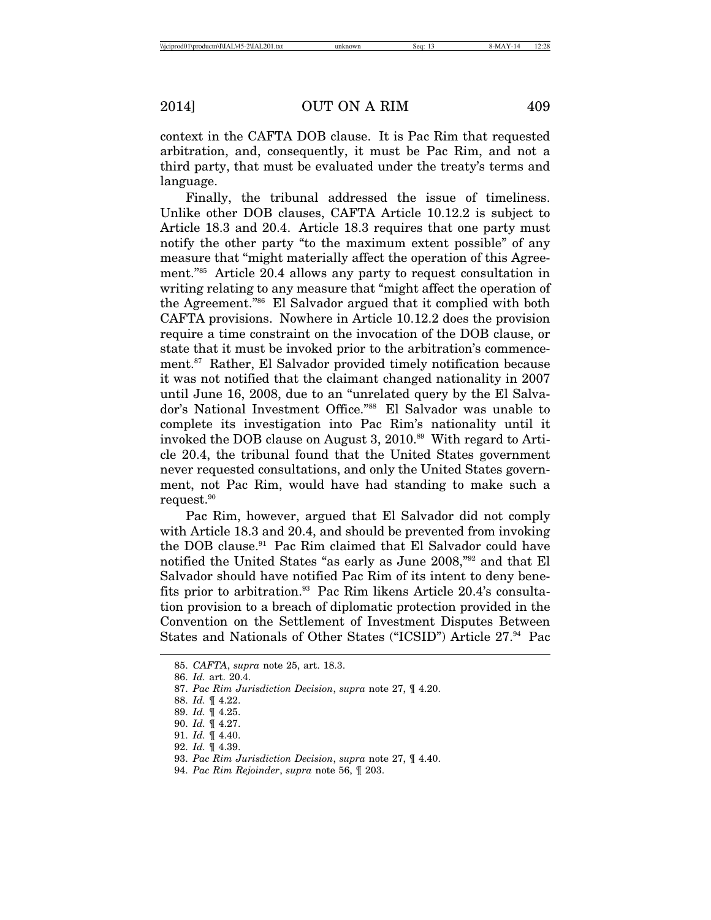context in the CAFTA DOB clause. It is Pac Rim that requested arbitration, and, consequently, it must be Pac Rim, and not a third party, that must be evaluated under the treaty's terms and language.

Finally, the tribunal addressed the issue of timeliness. Unlike other DOB clauses, CAFTA Article 10.12.2 is subject to Article 18.3 and 20.4. Article 18.3 requires that one party must notify the other party "to the maximum extent possible" of any measure that "might materially affect the operation of this Agreement."[85] Article 20.4 allows any party to request consultation in writing relating to any measure that "might affect the operation of the Agreement."[86] El Salvador argued that it complied with both CAFTA provisions. Nowhere in Article 10.12.2 does the provision require a time constraint on the invocation of the DOB clause, or state that it must be invoked prior to the arbitration's commencement.[87] Rather, El Salvador provided timely notification because it was not notified that the claimant changed nationality in 2007 until June 16, 2008, due to an "unrelated query by the El Salvador's National Investment Office."[88] El Salvador was unable to complete its investigation into Pac Rim's nationality until it invoked the DOB clause on August 3, 2010.[89] With regard to Article 20.4, the tribunal found that the United States government never requested consultations, and only the United States government, not Pac Rim, would have had standing to make such a request.[90]

Pac Rim, however, argued that El Salvador did not comply with Article 18.3 and 20.4, and should be prevented from invoking the DOB clause.[91] Pac Rim claimed that El Salvador could have notified the United States "as early as June 2008,"[92] and that El Salvador should have notified Pac Rim of its intent to deny benefits prior to arbitration.[93] Pac Rim likens Article 20.4's consultation provision to a breach of diplomatic protection provided in the Convention on the Settlement of Investment Disputes Between States and Nationals of Other States ("ICSID") Article 27.[94] Pac

---

85. *CAFTA*, *supra* note 25, art. 18.3.
86. *Id.* art. 20.4.
87. *Pac Rim Jurisdiction Decision*, *supra* note 27, ¶ 4.20.
88. *Id.* ¶ 4.22.
89. *Id.* ¶ 4.25.
90. *Id.* ¶ 4.27.
91. *Id.* ¶ 4.40.
92. *Id.* ¶ 4.39.
93. *Pac Rim Jurisdiction Decision*, *supra* note 27, ¶ 4.40.
94. *Pac Rim Rejoinder*, *supra* note 56, ¶ 203.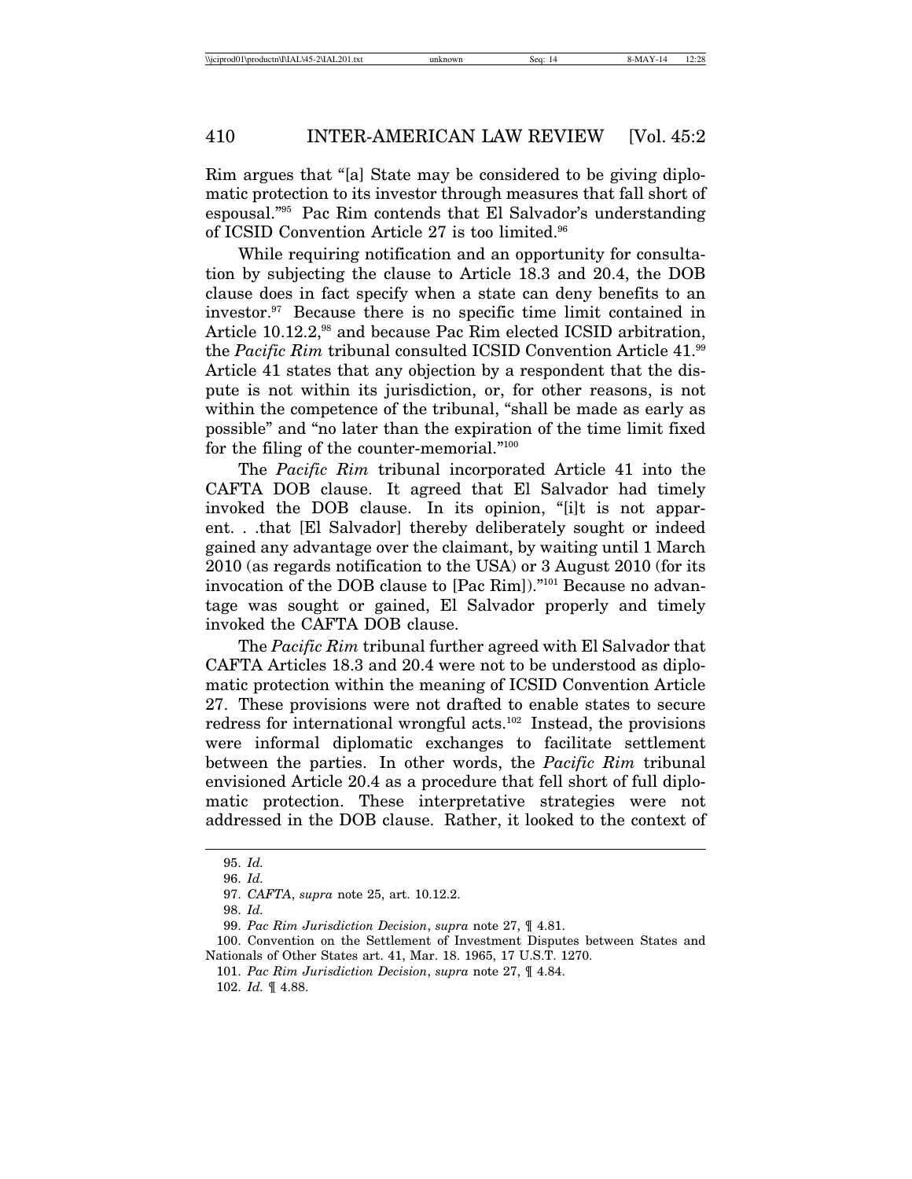Rim argues that "[a] State may be considered to be giving diplomatic protection to its investor through measures that fall short of espousal."[95] Pac Rim contends that El Salvador's understanding of ICSID Convention Article 27 is too limited.[96]

While requiring notification and an opportunity for consultation by subjecting the clause to Article 18.3 and 20.4, the DOB clause does in fact specify when a state can deny benefits to an investor.[97] Because there is no specific time limit contained in Article 10.12.2,[98] and because Pac Rim elected ICSID arbitration, the *Pacific Rim* tribunal consulted ICSID Convention Article 41.[99] Article 41 states that any objection by a respondent that the dispute is not within its jurisdiction, or, for other reasons, is not within the competence of the tribunal, "shall be made as early as possible" and "no later than the expiration of the time limit fixed for the filing of the counter-memorial."[100]

The *Pacific Rim* tribunal incorporated Article 41 into the CAFTA DOB clause. It agreed that El Salvador had timely invoked the DOB clause. In its opinion, "[i]t is not apparent. . .that [El Salvador] thereby deliberately sought or indeed gained any advantage over the claimant, by waiting until 1 March 2010 (as regards notification to the USA) or 3 August 2010 (for its invocation of the DOB clause to [Pac Rim])."[101] Because no advantage was sought or gained, El Salvador properly and timely invoked the CAFTA DOB clause.

The *Pacific Rim* tribunal further agreed with El Salvador that CAFTA Articles 18.3 and 20.4 were not to be understood as diplomatic protection within the meaning of ICSID Convention Article 27. These provisions were not drafted to enable states to secure redress for international wrongful acts.[102] Instead, the provisions were informal diplomatic exchanges to facilitate settlement between the parties. In other words, the *Pacific Rim* tribunal envisioned Article 20.4 as a procedure that fell short of full diplomatic protection. These interpretative strategies were not addressed in the DOB clause. Rather, it looked to the context of

---

95. *Id.*

96. *Id.*

97. *CAFTA*, *supra* note 25, art. 10.12.2.

98. *Id.*

99. *Pac Rim Jurisdiction Decision*, *supra* note 27, ¶ 4.81.

100. Convention on the Settlement of Investment Disputes between States and Nationals of Other States art. 41, Mar. 18. 1965, 17 U.S.T. 1270.

101. *Pac Rim Jurisdiction Decision*, *supra* note 27, ¶ 4.84.

102. *Id.* ¶ 4.88.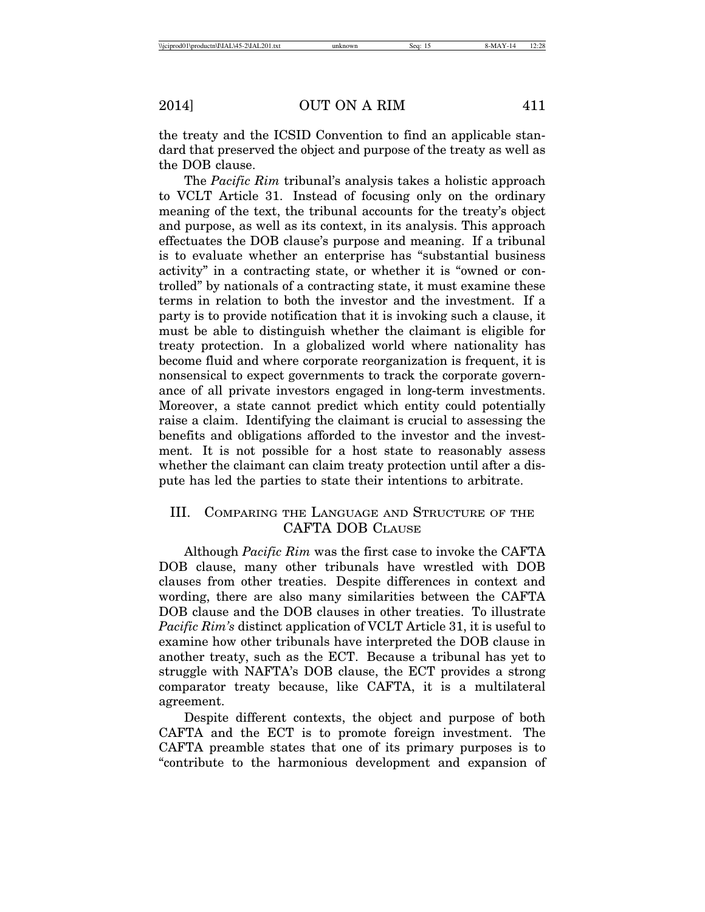the treaty and the ICSID Convention to find an applicable standard that preserved the object and purpose of the treaty as well as the DOB clause.

The *Pacific Rim* tribunal's analysis takes a holistic approach to VCLT Article 31. Instead of focusing only on the ordinary meaning of the text, the tribunal accounts for the treaty's object and purpose, as well as its context, in its analysis. This approach effectuates the DOB clause's purpose and meaning. If a tribunal is to evaluate whether an enterprise has "substantial business activity" in a contracting state, or whether it is "owned or controlled" by nationals of a contracting state, it must examine these terms in relation to both the investor and the investment. If a party is to provide notification that it is invoking such a clause, it must be able to distinguish whether the claimant is eligible for treaty protection. In a globalized world where nationality has become fluid and where corporate reorganization is frequent, it is nonsensical to expect governments to track the corporate governance of all private investors engaged in long-term investments. Moreover, a state cannot predict which entity could potentially raise a claim. Identifying the claimant is crucial to assessing the benefits and obligations afforded to the investor and the investment. It is not possible for a host state to reasonably assess whether the claimant can claim treaty protection until after a dispute has led the parties to state their intentions to arbitrate.

## III. Comparing the Language and Structure of the CAFTA DOB Clause

Although *Pacific Rim* was the first case to invoke the CAFTA DOB clause, many other tribunals have wrestled with DOB clauses from other treaties. Despite differences in context and wording, there are also many similarities between the CAFTA DOB clause and the DOB clauses in other treaties. To illustrate *Pacific Rim's* distinct application of VCLT Article 31, it is useful to examine how other tribunals have interpreted the DOB clause in another treaty, such as the ECT. Because a tribunal has yet to struggle with NAFTA's DOB clause, the ECT provides a strong comparator treaty because, like CAFTA, it is a multilateral agreement.

Despite different contexts, the object and purpose of both CAFTA and the ECT is to promote foreign investment. The CAFTA preamble states that one of its primary purposes is to "contribute to the harmonious development and expansion of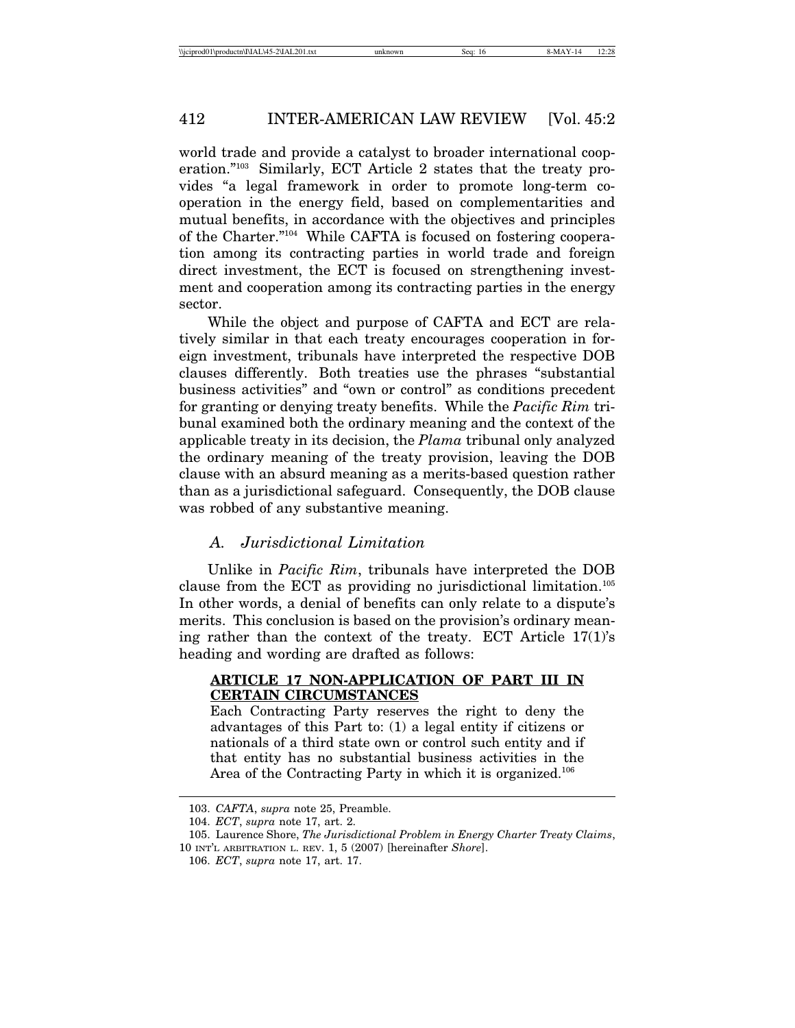world trade and provide a catalyst to broader international cooperation."[103] Similarly, ECT Article 2 states that the treaty provides "a legal framework in order to promote long-term cooperation in the energy field, based on complementarities and mutual benefits, in accordance with the objectives and principles of the Charter."[104] While CAFTA is focused on fostering cooperation among its contracting parties in world trade and foreign direct investment, the ECT is focused on strengthening investment and cooperation among its contracting parties in the energy sector.

While the object and purpose of CAFTA and ECT are relatively similar in that each treaty encourages cooperation in foreign investment, tribunals have interpreted the respective DOB clauses differently. Both treaties use the phrases "substantial business activities" and "own or control" as conditions precedent for granting or denying treaty benefits. While the *Pacific Rim* tribunal examined both the ordinary meaning and the context of the applicable treaty in its decision, the *Plama* tribunal only analyzed the ordinary meaning of the treaty provision, leaving the DOB clause with an absurd meaning as a merits-based question rather than as a jurisdictional safeguard. Consequently, the DOB clause was robbed of any substantive meaning.

### A. Jurisdictional Limitation

Unlike in *Pacific Rim*, tribunals have interpreted the DOB clause from the ECT as providing no jurisdictional limitation.[105] In other words, a denial of benefits can only relate to a dispute's merits. This conclusion is based on the provision's ordinary meaning rather than the context of the treaty. ECT Article 17(1)'s heading and wording are drafted as follows:

> **ARTICLE 17 NON-APPLICATION OF PART III IN CERTAIN CIRCUMSTANCES**
>
> Each Contracting Party reserves the right to deny the advantages of this Part to: (1) a legal entity if citizens or nationals of a third state own or control such entity and if that entity has no substantial business activities in the Area of the Contracting Party in which it is organized.[106]

---

103. *CAFTA*, *supra* note 25, Preamble.

104. *ECT*, *supra* note 17, art. 2.

105. Laurence Shore, *The Jurisdictional Problem in Energy Charter Treaty Claims*, 10 INT'L ARBITRATION L. REV. 1, 5 (2007) [hereinafter *Shore*].

106. *ECT*, *supra* note 17, art. 17.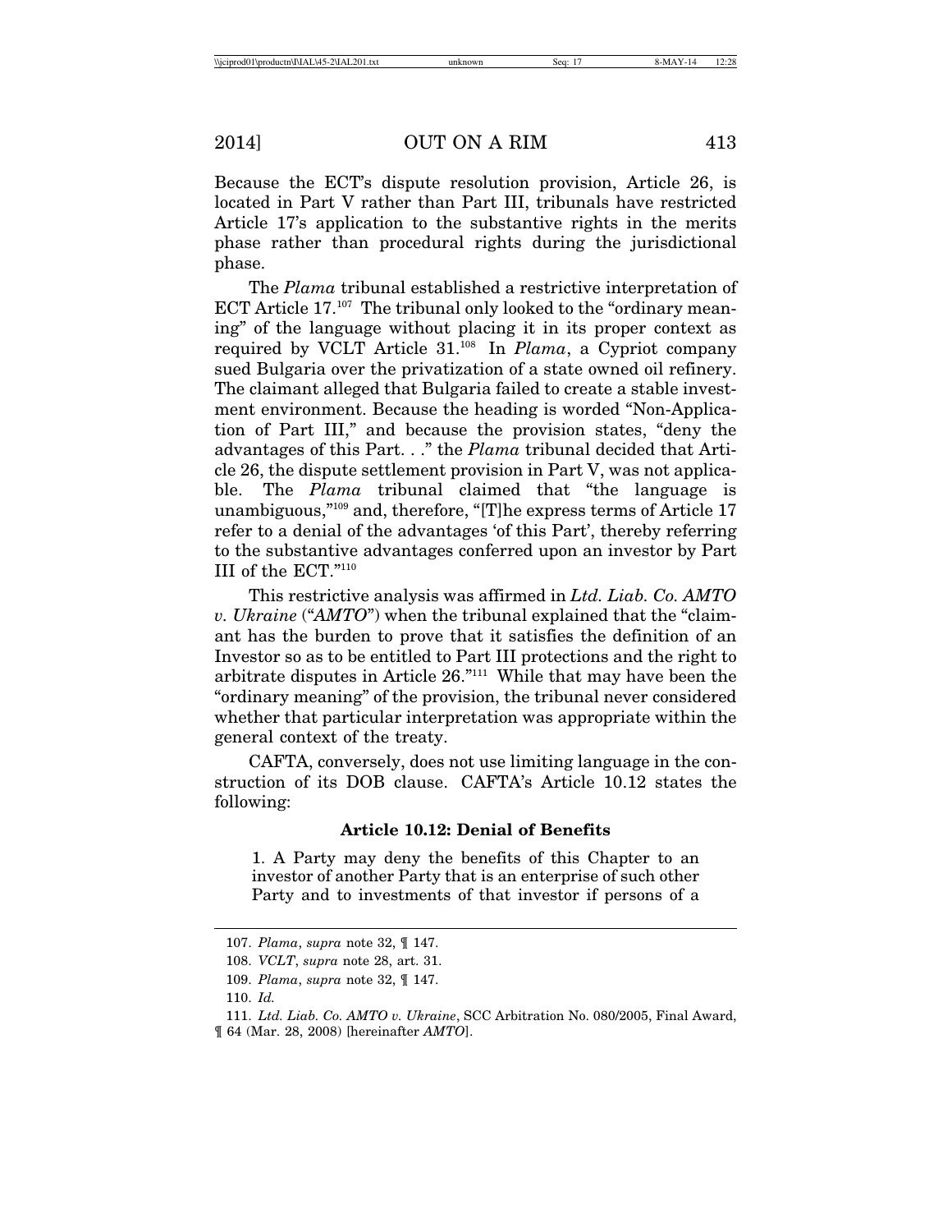Because the ECT's dispute resolution provision, Article 26, is located in Part V rather than Part III, tribunals have restricted Article 17's application to the substantive rights in the merits phase rather than procedural rights during the jurisdictional phase.

The *Plama* tribunal established a restrictive interpretation of ECT Article 17.[107] The tribunal only looked to the "ordinary meaning" of the language without placing it in its proper context as required by VCLT Article 31.[108] In *Plama*, a Cypriot company sued Bulgaria over the privatization of a state owned oil refinery. The claimant alleged that Bulgaria failed to create a stable investment environment. Because the heading is worded "Non-Application of Part III," and because the provision states, "deny the advantages of this Part. . ." the *Plama* tribunal decided that Article 26, the dispute settlement provision in Part V, was not applicable. The *Plama* tribunal claimed that "the language is unambiguous,"[109] and, therefore, "[T]he express terms of Article 17 refer to a denial of the advantages 'of this Part', thereby referring to the substantive advantages conferred upon an investor by Part III of the ECT."[110]

This restrictive analysis was affirmed in *Ltd. Liab. Co. AMTO v. Ukraine* ("*AMTO*") when the tribunal explained that the "claimant has the burden to prove that it satisfies the definition of an Investor so as to be entitled to Part III protections and the right to arbitrate disputes in Article 26."[111] While that may have been the "ordinary meaning" of the provision, the tribunal never considered whether that particular interpretation was appropriate within the general context of the treaty.

CAFTA, conversely, does not use limiting language in the construction of its DOB clause. CAFTA's Article 10.12 states the following:

**Article 10.12: Denial of Benefits**

> 1. A Party may deny the benefits of this Chapter to an investor of another Party that is an enterprise of such other Party and to investments of that investor if persons of a

107. *Plama*, *supra* note 32, ¶ 147.

108. *VCLT*, *supra* note 28, art. 31.

109. *Plama*, *supra* note 32, ¶ 147.

110. *Id.*

111. *Ltd. Liab. Co. AMTO v. Ukraine*, SCC Arbitration No. 080/2005, Final Award, ¶ 64 (Mar. 28, 2008) [hereinafter *AMTO*].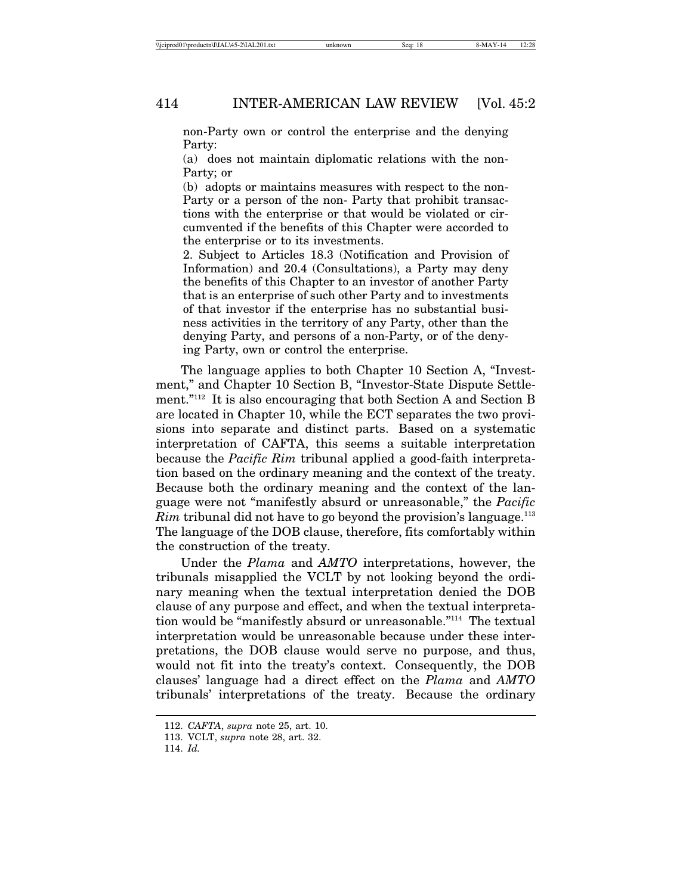> non-Party own or control the enterprise and the denying Party:
>
> (a) does not maintain diplomatic relations with the non-Party; or
>
> (b) adopts or maintains measures with respect to the non-Party or a person of the non- Party that prohibit transactions with the enterprise or that would be violated or circumvented if the benefits of this Chapter were accorded to the enterprise or to its investments.
>
> 2. Subject to Articles 18.3 (Notification and Provision of Information) and 20.4 (Consultations), a Party may deny the benefits of this Chapter to an investor of another Party that is an enterprise of such other Party and to investments of that investor if the enterprise has no substantial business activities in the territory of any Party, other than the denying Party, and persons of a non-Party, or of the denying Party, own or control the enterprise.

The language applies to both Chapter 10 Section A, "Investment," and Chapter 10 Section B, "Investor-State Dispute Settlement."[112] It is also encouraging that both Section A and Section B are located in Chapter 10, while the ECT separates the two provisions into separate and distinct parts. Based on a systematic interpretation of CAFTA, this seems a suitable interpretation because the *Pacific Rim* tribunal applied a good-faith interpretation based on the ordinary meaning and the context of the treaty. Because both the ordinary meaning and the context of the language were not "manifestly absurd or unreasonable," the *Pacific Rim* tribunal did not have to go beyond the provision's language.[113] The language of the DOB clause, therefore, fits comfortably within the construction of the treaty.

Under the *Plama* and *AMTO* interpretations, however, the tribunals misapplied the VCLT by not looking beyond the ordinary meaning when the textual interpretation denied the DOB clause of any purpose and effect, and when the textual interpretation would be "manifestly absurd or unreasonable."[114] The textual interpretation would be unreasonable because under these interpretations, the DOB clause would serve no purpose, and thus, would not fit into the treaty's context. Consequently, the DOB clauses' language had a direct effect on the *Plama* and *AMTO* tribunals' interpretations of the treaty. Because the ordinary

---

112. *CAFTA*, *supra* note 25, art. 10.

113. VCLT, *supra* note 28, art. 32.

114. *Id.*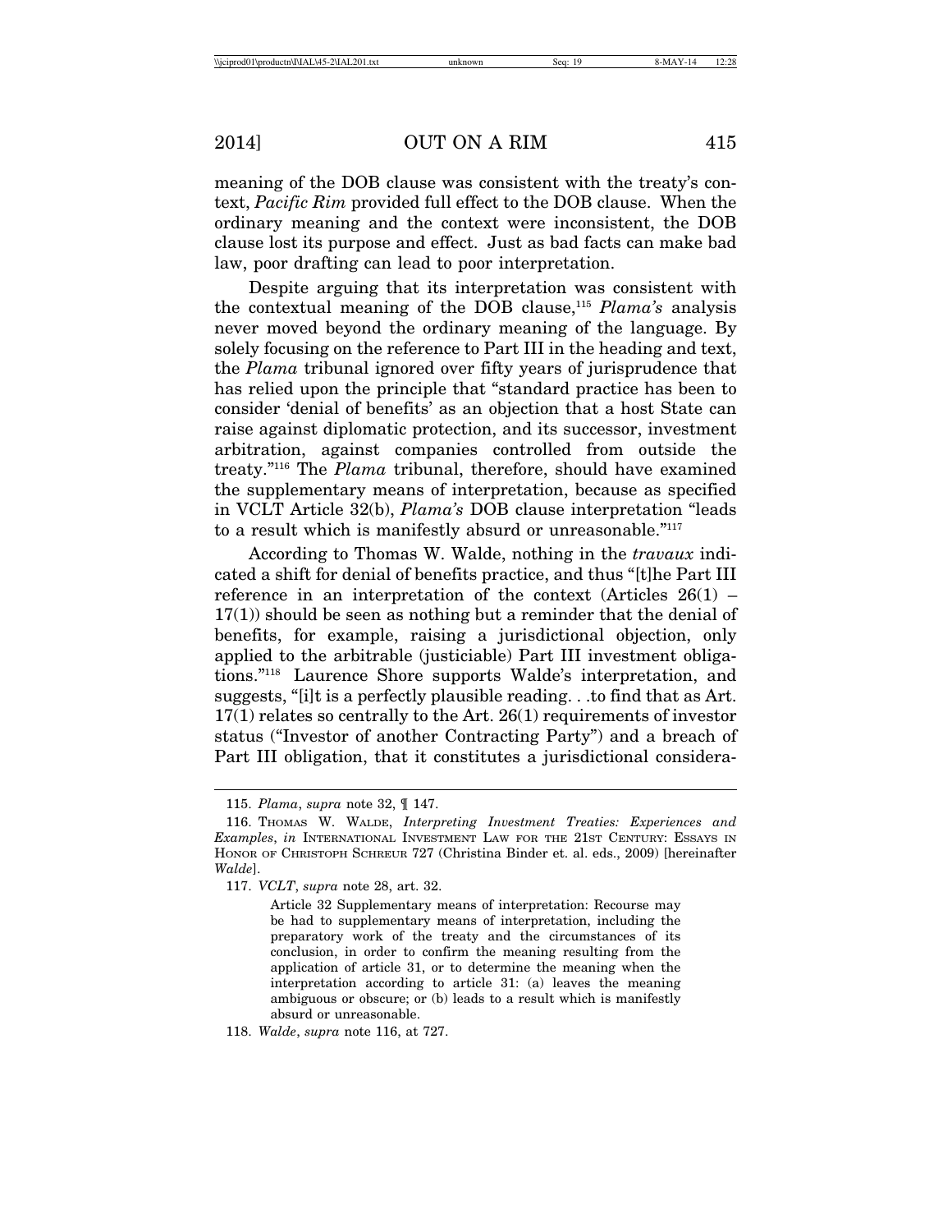meaning of the DOB clause was consistent with the treaty's context, *Pacific Rim* provided full effect to the DOB clause. When the ordinary meaning and the context were inconsistent, the DOB clause lost its purpose and effect. Just as bad facts can make bad law, poor drafting can lead to poor interpretation.

Despite arguing that its interpretation was consistent with the contextual meaning of the DOB clause,[115] *Plama's* analysis never moved beyond the ordinary meaning of the language. By solely focusing on the reference to Part III in the heading and text, the *Plama* tribunal ignored over fifty years of jurisprudence that has relied upon the principle that "standard practice has been to consider 'denial of benefits' as an objection that a host State can raise against diplomatic protection, and its successor, investment arbitration, against companies controlled from outside the treaty."[116] The *Plama* tribunal, therefore, should have examined the supplementary means of interpretation, because as specified in VCLT Article 32(b), *Plama's* DOB clause interpretation "leads to a result which is manifestly absurd or unreasonable."[117]

According to Thomas W. Walde, nothing in the *travaux* indicated a shift for denial of benefits practice, and thus "[t]he Part III reference in an interpretation of the context (Articles 26(1) – 17(1)) should be seen as nothing but a reminder that the denial of benefits, for example, raising a jurisdictional objection, only applied to the arbitrable (justiciable) Part III investment obligations."[118] Laurence Shore supports Walde's interpretation, and suggests, "[i]t is a perfectly plausible reading. . .to find that as Art. 17(1) relates so centrally to the Art. 26(1) requirements of investor status ("Investor of another Contracting Party") and a breach of Part III obligation, that it constitutes a jurisdictional considera-

---

115. *Plama*, *supra* note 32, ¶ 147.

116. Thomas W. Walde, *Interpreting Investment Treaties: Experiences and Examples*, *in* International Investment Law for the 21st Century: Essays in Honor of Christoph Schreur 727 (Christina Binder et. al. eds., 2009) [hereinafter *Walde*].

117. *VCLT*, *supra* note 28, art. 32.

> Article 32 Supplementary means of interpretation: Recourse may be had to supplementary means of interpretation, including the preparatory work of the treaty and the circumstances of its conclusion, in order to confirm the meaning resulting from the application of article 31, or to determine the meaning when the interpretation according to article 31: (a) leaves the meaning ambiguous or obscure; or (b) leads to a result which is manifestly absurd or unreasonable.

118. *Walde*, *supra* note 116, at 727.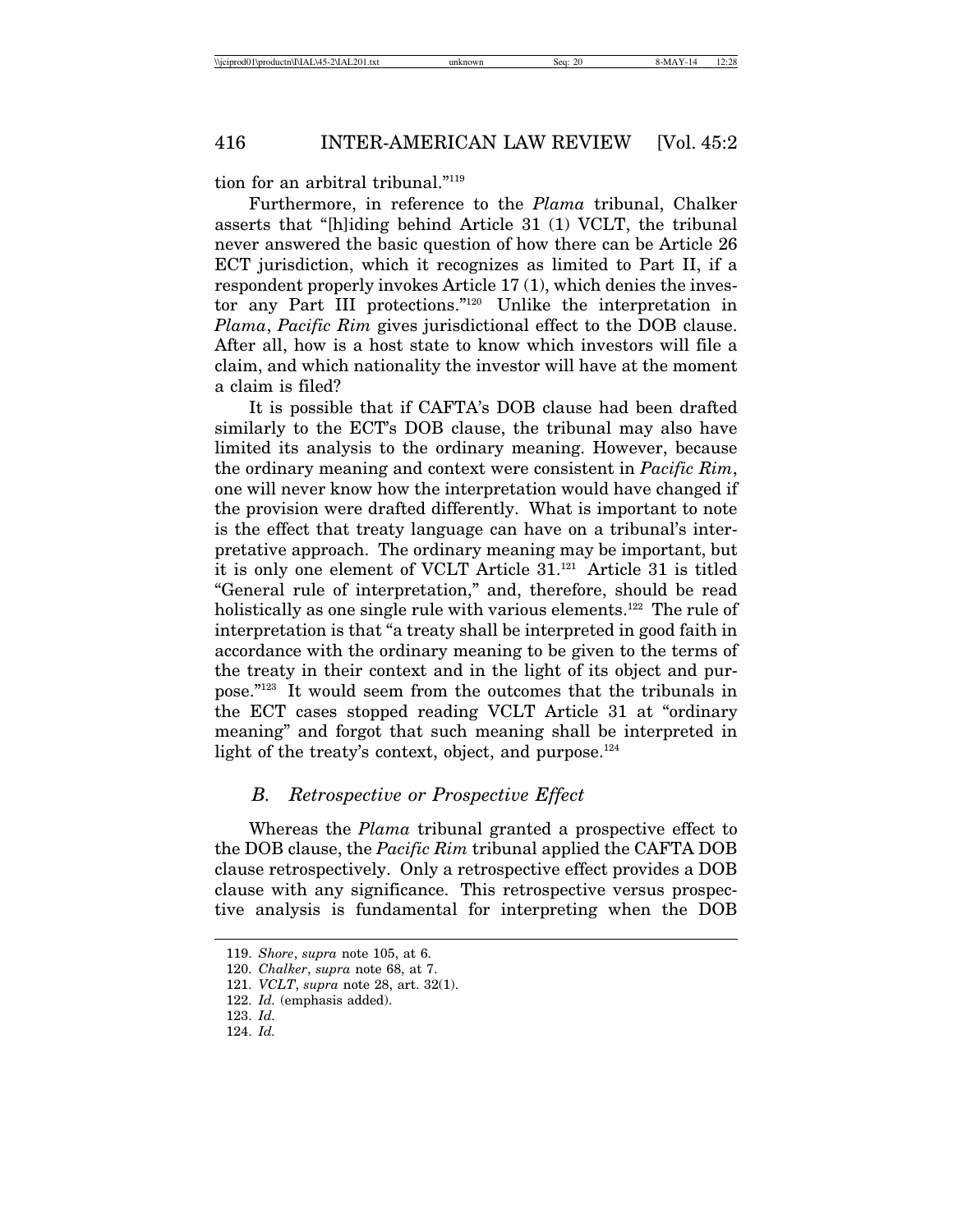tion for an arbitral tribunal."[119]

Furthermore, in reference to the *Plama* tribunal, Chalker asserts that "[h]iding behind Article 31 (1) VCLT, the tribunal never answered the basic question of how there can be Article 26 ECT jurisdiction, which it recognizes as limited to Part II, if a respondent properly invokes Article 17 (1), which denies the investor any Part III protections."[120] Unlike the interpretation in *Plama*, *Pacific Rim* gives jurisdictional effect to the DOB clause. After all, how is a host state to know which investors will file a claim, and which nationality the investor will have at the moment a claim is filed?

It is possible that if CAFTA's DOB clause had been drafted similarly to the ECT's DOB clause, the tribunal may also have limited its analysis to the ordinary meaning. However, because the ordinary meaning and context were consistent in *Pacific Rim*, one will never know how the interpretation would have changed if the provision were drafted differently. What is important to note is the effect that treaty language can have on a tribunal's interpretative approach. The ordinary meaning may be important, but it is only one element of VCLT Article 31.[121] Article 31 is titled "General rule of interpretation," and, therefore, should be read holistically as one single rule with various elements.[122] The rule of interpretation is that "a treaty shall be interpreted in good faith in accordance with the ordinary meaning to be given to the terms of the treaty in their context and in the light of its object and purpose."[123] It would seem from the outcomes that the tribunals in the ECT cases stopped reading VCLT Article 31 at "ordinary meaning" and forgot that such meaning shall be interpreted in light of the treaty's context, object, and purpose.[124]

### *B. Retrospective or Prospective Effect*

Whereas the *Plama* tribunal granted a prospective effect to the DOB clause, the *Pacific Rim* tribunal applied the CAFTA DOB clause retrospectively. Only a retrospective effect provides a DOB clause with any significance. This retrospective versus prospective analysis is fundamental for interpreting when the DOB

---

119. *Shore*, *supra* note 105, at 6.
120. *Chalker*, *supra* note 68, at 7.
121. *VCLT*, *supra* note 28, art. 32(1).
122. *Id.* (emphasis added).
123. *Id.*
124. *Id.*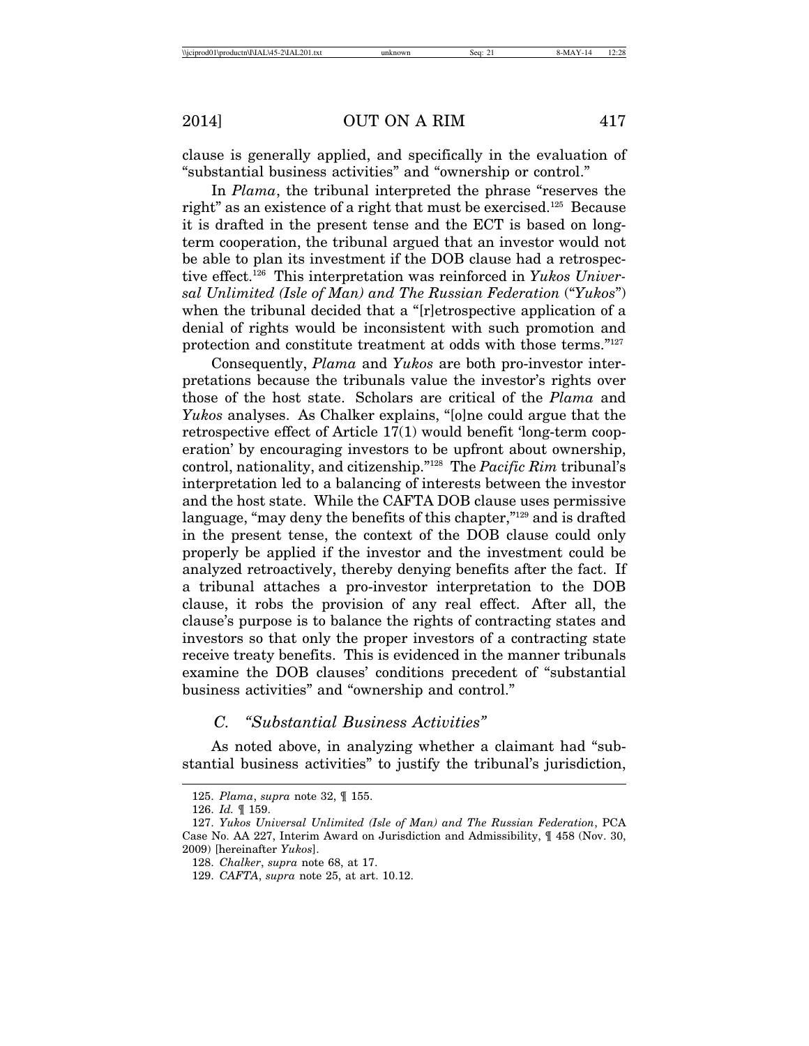clause is generally applied, and specifically in the evaluation of "substantial business activities" and "ownership or control."

In *Plama*, the tribunal interpreted the phrase "reserves the right" as an existence of a right that must be exercised.[125] Because it is drafted in the present tense and the ECT is based on long-term cooperation, the tribunal argued that an investor would not be able to plan its investment if the DOB clause had a retrospective effect.[126] This interpretation was reinforced in *Yukos Universal Unlimited (Isle of Man) and The Russian Federation* ("*Yukos*") when the tribunal decided that a "[r]etrospective application of a denial of rights would be inconsistent with such promotion and protection and constitute treatment at odds with those terms."[127]

Consequently, *Plama* and *Yukos* are both pro-investor interpretations because the tribunals value the investor's rights over those of the host state. Scholars are critical of the *Plama* and *Yukos* analyses. As Chalker explains, "[o]ne could argue that the retrospective effect of Article 17(1) would benefit 'long-term cooperation' by encouraging investors to be upfront about ownership, control, nationality, and citizenship."[128] The *Pacific Rim* tribunal's interpretation led to a balancing of interests between the investor and the host state. While the CAFTA DOB clause uses permissive language, "may deny the benefits of this chapter,"[129] and is drafted in the present tense, the context of the DOB clause could only properly be applied if the investor and the investment could be analyzed retroactively, thereby denying benefits after the fact. If a tribunal attaches a pro-investor interpretation to the DOB clause, it robs the provision of any real effect. After all, the clause's purpose is to balance the rights of contracting states and investors so that only the proper investors of a contracting state receive treaty benefits. This is evidenced in the manner tribunals examine the DOB clauses' conditions precedent of "substantial business activities" and "ownership and control."

### *C. "Substantial Business Activities"*

As noted above, in analyzing whether a claimant had "substantial business activities" to justify the tribunal's jurisdiction,

---

125. *Plama*, *supra* note 32, ¶ 155.

126. *Id.* ¶ 159.

127. *Yukos Universal Unlimited (Isle of Man) and The Russian Federation*, PCA Case No. AA 227, Interim Award on Jurisdiction and Admissibility, ¶ 458 (Nov. 30, 2009) [hereinafter *Yukos*].

128. *Chalker*, *supra* note 68, at 17.

129. *CAFTA*, *supra* note 25, at art. 10.12.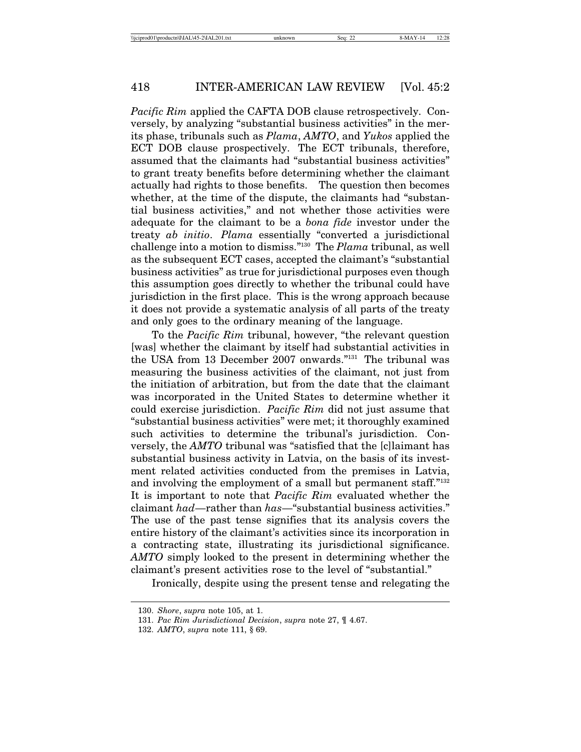*Pacific Rim* applied the CAFTA DOB clause retrospectively. Conversely, by analyzing "substantial business activities" in the merits phase, tribunals such as *Plama*, *AMTO*, and *Yukos* applied the ECT DOB clause prospectively. The ECT tribunals, therefore, assumed that the claimants had "substantial business activities" to grant treaty benefits before determining whether the claimant actually had rights to those benefits. The question then becomes whether, at the time of the dispute, the claimants had "substantial business activities," and not whether those activities were adequate for the claimant to be a *bona fide* investor under the treaty *ab initio*. *Plama* essentially "converted a jurisdictional challenge into a motion to dismiss."[130] The *Plama* tribunal, as well as the subsequent ECT cases, accepted the claimant's "substantial business activities" as true for jurisdictional purposes even though this assumption goes directly to whether the tribunal could have jurisdiction in the first place. This is the wrong approach because it does not provide a systematic analysis of all parts of the treaty and only goes to the ordinary meaning of the language.

To the *Pacific Rim* tribunal, however, "the relevant question [was] whether the claimant by itself had substantial activities in the USA from 13 December 2007 onwards."[131] The tribunal was measuring the business activities of the claimant, not just from the initiation of arbitration, but from the date that the claimant was incorporated in the United States to determine whether it could exercise jurisdiction. *Pacific Rim* did not just assume that "substantial business activities" were met; it thoroughly examined such activities to determine the tribunal's jurisdiction. Conversely, the *AMTO* tribunal was "satisfied that the [c]laimant has substantial business activity in Latvia, on the basis of its investment related activities conducted from the premises in Latvia, and involving the employment of a small but permanent staff."[132] It is important to note that *Pacific Rim* evaluated whether the claimant *had*—rather than *has*—"substantial business activities." The use of the past tense signifies that its analysis covers the entire history of the claimant's activities since its incorporation in a contracting state, illustrating its jurisdictional significance. *AMTO* simply looked to the present in determining whether the claimant's present activities rose to the level of "substantial."

Ironically, despite using the present tense and relegating the

130. *Shore*, *supra* note 105, at 1.

131. *Pac Rim Jurisdictional Decision*, *supra* note 27, ¶ 4.67.

132. *AMTO*, *supra* note 111, § 69.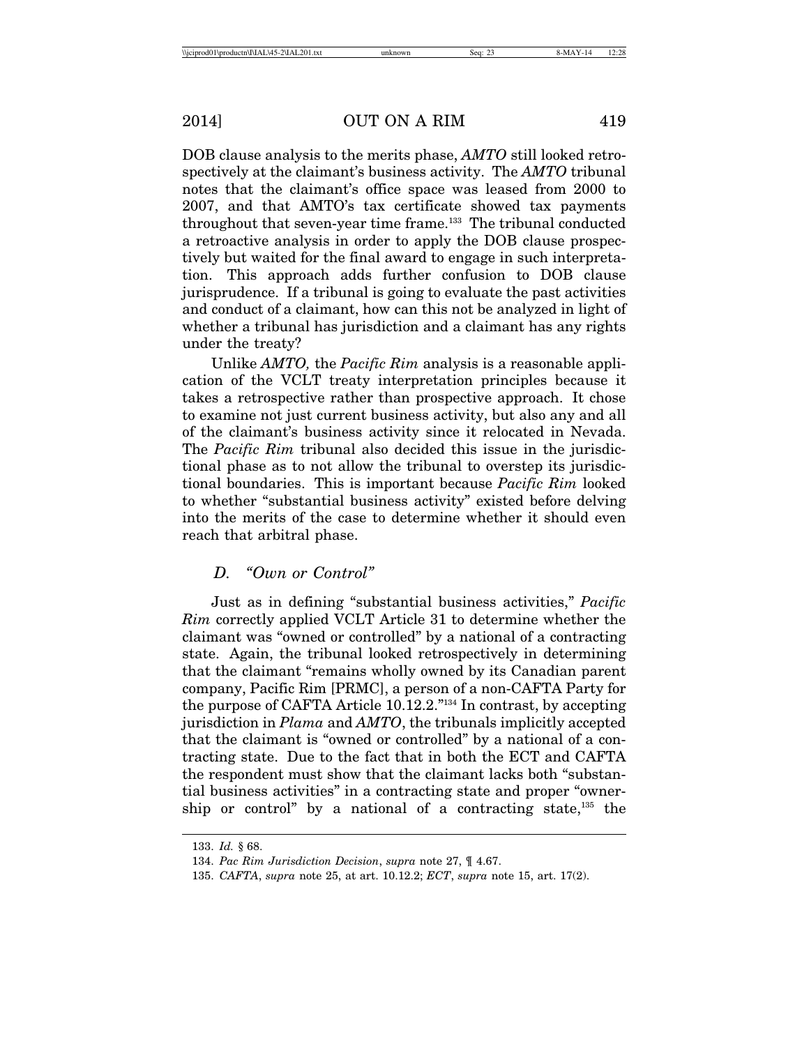DOB clause analysis to the merits phase, *AMTO* still looked retrospectively at the claimant's business activity. The *AMTO* tribunal notes that the claimant's office space was leased from 2000 to 2007, and that AMTO's tax certificate showed tax payments throughout that seven-year time frame.[133] The tribunal conducted a retroactive analysis in order to apply the DOB clause prospectively but waited for the final award to engage in such interpretation. This approach adds further confusion to DOB clause jurisprudence. If a tribunal is going to evaluate the past activities and conduct of a claimant, how can this not be analyzed in light of whether a tribunal has jurisdiction and a claimant has any rights under the treaty?

Unlike *AMTO,* the *Pacific Rim* analysis is a reasonable application of the VCLT treaty interpretation principles because it takes a retrospective rather than prospective approach. It chose to examine not just current business activity, but also any and all of the claimant's business activity since it relocated in Nevada. The *Pacific Rim* tribunal also decided this issue in the jurisdictional phase as to not allow the tribunal to overstep its jurisdictional boundaries. This is important because *Pacific Rim* looked to whether "substantial business activity" existed before delving into the merits of the case to determine whether it should even reach that arbitral phase.

### *D. "Own or Control"*

Just as in defining "substantial business activities," *Pacific Rim* correctly applied VCLT Article 31 to determine whether the claimant was "owned or controlled" by a national of a contracting state. Again, the tribunal looked retrospectively in determining that the claimant "remains wholly owned by its Canadian parent company, Pacific Rim [PRMC], a person of a non-CAFTA Party for the purpose of CAFTA Article 10.12.2."[134] In contrast, by accepting jurisdiction in *Plama* and *AMTO*, the tribunals implicitly accepted that the claimant is "owned or controlled" by a national of a contracting state. Due to the fact that in both the ECT and CAFTA the respondent must show that the claimant lacks both "substantial business activities" in a contracting state and proper "ownership or control" by a national of a contracting state,[135] the

---

133. *Id.* § 68.

134. *Pac Rim Jurisdiction Decision*, *supra* note 27, ¶ 4.67.

135. *CAFTA*, *supra* note 25, at art. 10.12.2; *ECT*, *supra* note 15, art. 17(2).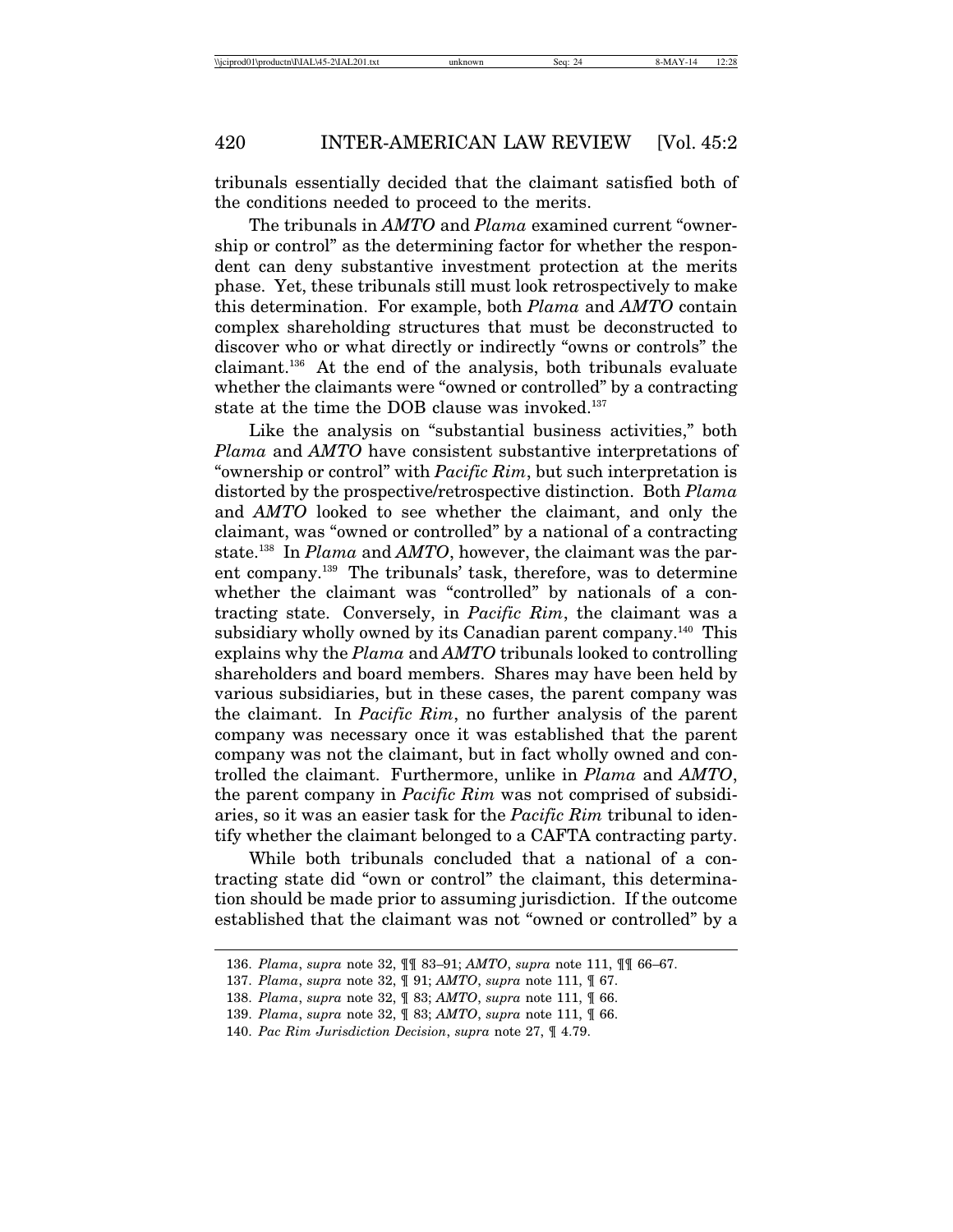tribunals essentially decided that the claimant satisfied both of the conditions needed to proceed to the merits.

The tribunals in *AMTO* and *Plama* examined current "ownership or control" as the determining factor for whether the respondent can deny substantive investment protection at the merits phase. Yet, these tribunals still must look retrospectively to make this determination. For example, both *Plama* and *AMTO* contain complex shareholding structures that must be deconstructed to discover who or what directly or indirectly "owns or controls" the claimant.[136] At the end of the analysis, both tribunals evaluate whether the claimants were "owned or controlled" by a contracting state at the time the DOB clause was invoked.[137]

Like the analysis on "substantial business activities," both *Plama* and *AMTO* have consistent substantive interpretations of "ownership or control" with *Pacific Rim*, but such interpretation is distorted by the prospective/retrospective distinction. Both *Plama* and *AMTO* looked to see whether the claimant, and only the claimant, was "owned or controlled" by a national of a contracting state.[138] In *Plama* and *AMTO*, however, the claimant was the parent company.[139] The tribunals' task, therefore, was to determine whether the claimant was "controlled" by nationals of a contracting state. Conversely, in *Pacific Rim*, the claimant was a subsidiary wholly owned by its Canadian parent company.[140] This explains why the *Plama* and *AMTO* tribunals looked to controlling shareholders and board members. Shares may have been held by various subsidiaries, but in these cases, the parent company was the claimant. In *Pacific Rim*, no further analysis of the parent company was necessary once it was established that the parent company was not the claimant, but in fact wholly owned and controlled the claimant. Furthermore, unlike in *Plama* and *AMTO*, the parent company in *Pacific Rim* was not comprised of subsidiaries, so it was an easier task for the *Pacific Rim* tribunal to identify whether the claimant belonged to a CAFTA contracting party.

While both tribunals concluded that a national of a contracting state did "own or control" the claimant, this determination should be made prior to assuming jurisdiction. If the outcome established that the claimant was not "owned or controlled" by a

136. *Plama*, *supra* note 32, ¶¶ 83–91; *AMTO*, *supra* note 111, ¶¶ 66–67.

137. *Plama*, *supra* note 32, ¶ 91; *AMTO*, *supra* note 111, ¶ 67.

138. *Plama*, *supra* note 32, ¶ 83; *AMTO*, *supra* note 111, ¶ 66.

139. *Plama*, *supra* note 32, ¶ 83; *AMTO*, *supra* note 111, ¶ 66.

140. *Pac Rim Jurisdiction Decision*, *supra* note 27, ¶ 4.79.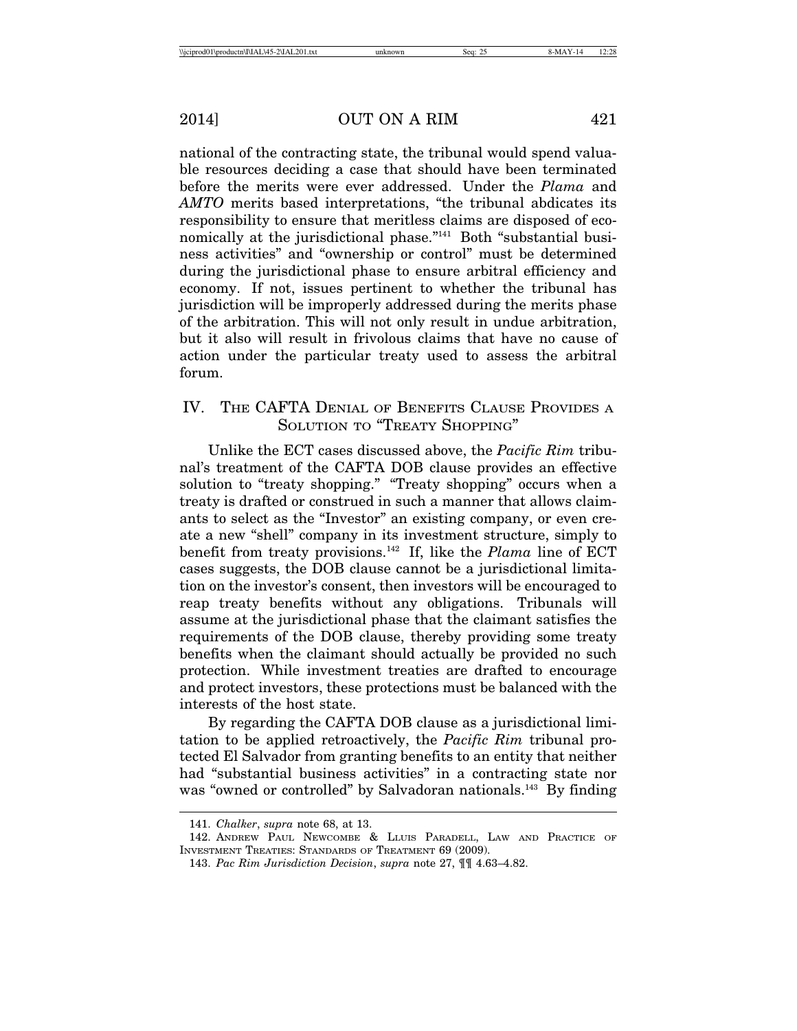national of the contracting state, the tribunal would spend valuable resources deciding a case that should have been terminated before the merits were ever addressed. Under the *Plama* and *AMTO* merits based interpretations, "the tribunal abdicates its responsibility to ensure that meritless claims are disposed of economically at the jurisdictional phase."[141] Both "substantial business activities" and "ownership or control" must be determined during the jurisdictional phase to ensure arbitral efficiency and economy. If not, issues pertinent to whether the tribunal has jurisdiction will be improperly addressed during the merits phase of the arbitration. This will not only result in undue arbitration, but it also will result in frivolous claims that have no cause of action under the particular treaty used to assess the arbitral forum.

## IV. The CAFTA Denial of Benefits Clause Provides a Solution to "Treaty Shopping"

Unlike the ECT cases discussed above, the *Pacific Rim* tribunal's treatment of the CAFTA DOB clause provides an effective solution to "treaty shopping." "Treaty shopping" occurs when a treaty is drafted or construed in such a manner that allows claimants to select as the "Investor" an existing company, or even create a new "shell" company in its investment structure, simply to benefit from treaty provisions.[142] If, like the *Plama* line of ECT cases suggests, the DOB clause cannot be a jurisdictional limitation on the investor's consent, then investors will be encouraged to reap treaty benefits without any obligations. Tribunals will assume at the jurisdictional phase that the claimant satisfies the requirements of the DOB clause, thereby providing some treaty benefits when the claimant should actually be provided no such protection. While investment treaties are drafted to encourage and protect investors, these protections must be balanced with the interests of the host state.

By regarding the CAFTA DOB clause as a jurisdictional limitation to be applied retroactively, the *Pacific Rim* tribunal protected El Salvador from granting benefits to an entity that neither had "substantial business activities" in a contracting state nor was "owned or controlled" by Salvadoran nationals.[143] By finding

---

141. *Chalker*, *supra* note 68, at 13.

142. Andrew Paul Newcombe & Lluis Paradell, Law and Practice of Investment Treaties: Standards of Treatment 69 (2009).

143. *Pac Rim Jurisdiction Decision*, *supra* note 27, ¶¶ 4.63–4.82.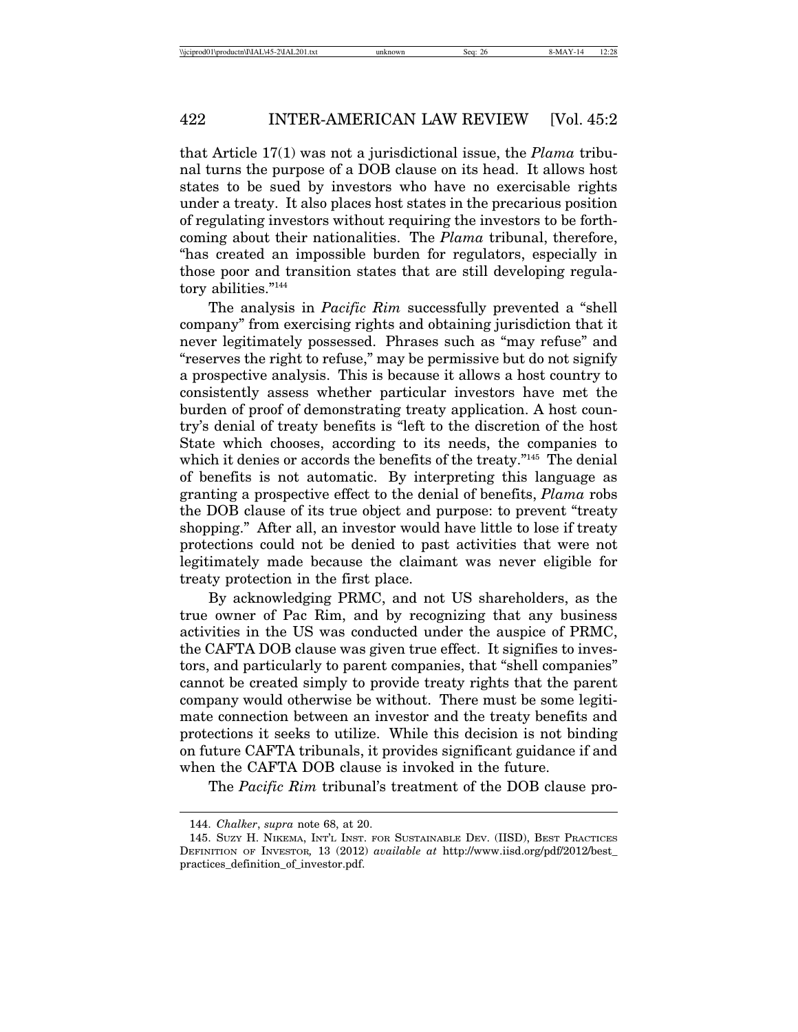that Article 17(1) was not a jurisdictional issue, the *Plama* tribunal turns the purpose of a DOB clause on its head. It allows host states to be sued by investors who have no exercisable rights under a treaty. It also places host states in the precarious position of regulating investors without requiring the investors to be forthcoming about their nationalities. The *Plama* tribunal, therefore, "has created an impossible burden for regulators, especially in those poor and transition states that are still developing regulatory abilities."[144]

The analysis in *Pacific Rim* successfully prevented a "shell company" from exercising rights and obtaining jurisdiction that it never legitimately possessed. Phrases such as "may refuse" and "reserves the right to refuse," may be permissive but do not signify a prospective analysis. This is because it allows a host country to consistently assess whether particular investors have met the burden of proof of demonstrating treaty application. A host country's denial of treaty benefits is "left to the discretion of the host State which chooses, according to its needs, the companies to which it denies or accords the benefits of the treaty."[145] The denial of benefits is not automatic. By interpreting this language as granting a prospective effect to the denial of benefits, *Plama* robs the DOB clause of its true object and purpose: to prevent "treaty shopping." After all, an investor would have little to lose if treaty protections could not be denied to past activities that were not legitimately made because the claimant was never eligible for treaty protection in the first place.

By acknowledging PRMC, and not US shareholders, as the true owner of Pac Rim, and by recognizing that any business activities in the US was conducted under the auspice of PRMC, the CAFTA DOB clause was given true effect. It signifies to investors, and particularly to parent companies, that "shell companies" cannot be created simply to provide treaty rights that the parent company would otherwise be without. There must be some legitimate connection between an investor and the treaty benefits and protections it seeks to utilize. While this decision is not binding on future CAFTA tribunals, it provides significant guidance if and when the CAFTA DOB clause is invoked in the future.

The *Pacific Rim* tribunal's treatment of the DOB clause pro-

---

144. *Chalker*, *supra* note 68, at 20.

145. Suzy H. Nikema, Int'l Inst. for Sustainable Dev. (IISD), Best Practices Definition of Investor, 13 (2012) *available at* http://www.iisd.org/pdf/2012/best_practices_definition_of_investor.pdf.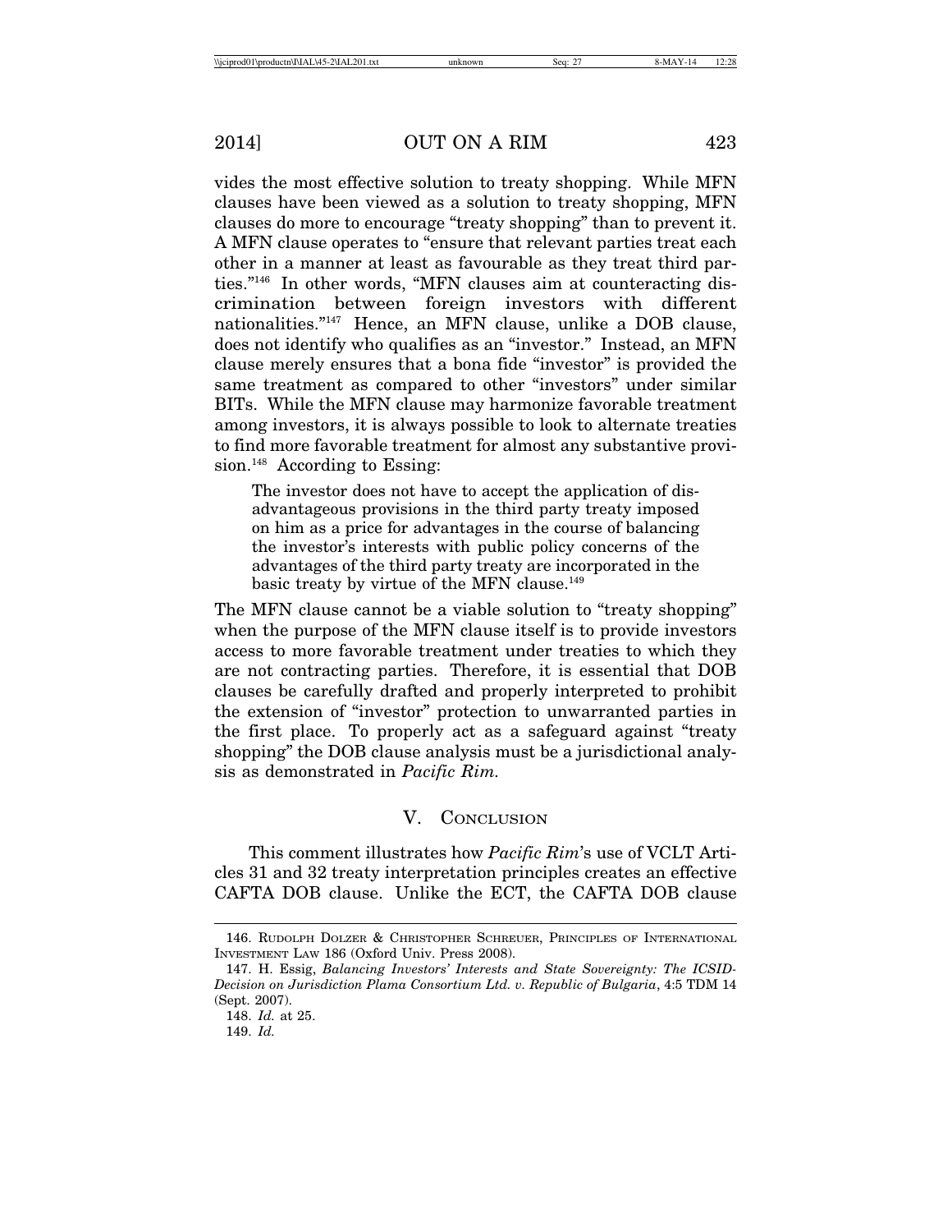vides the most effective solution to treaty shopping. While MFN clauses have been viewed as a solution to treaty shopping, MFN clauses do more to encourage "treaty shopping" than to prevent it. A MFN clause operates to "ensure that relevant parties treat each other in a manner at least as favourable as they treat third parties."[146] In other words, "MFN clauses aim at counteracting discrimination between foreign investors with different nationalities."[147] Hence, an MFN clause, unlike a DOB clause, does not identify who qualifies as an "investor." Instead, an MFN clause merely ensures that a bona fide "investor" is provided the same treatment as compared to other "investors" under similar BITs. While the MFN clause may harmonize favorable treatment among investors, it is always possible to look to alternate treaties to find more favorable treatment for almost any substantive provision.[148] According to Essing:

> The investor does not have to accept the application of disadvantageous provisions in the third party treaty imposed on him as a price for advantages in the course of balancing the investor's interests with public policy concerns of the advantages of the third party treaty are incorporated in the basic treaty by virtue of the MFN clause.[149]

The MFN clause cannot be a viable solution to "treaty shopping" when the purpose of the MFN clause itself is to provide investors access to more favorable treatment under treaties to which they are not contracting parties. Therefore, it is essential that DOB clauses be carefully drafted and properly interpreted to prohibit the extension of "investor" protection to unwarranted parties in the first place. To properly act as a safeguard against "treaty shopping" the DOB clause analysis must be a jurisdictional analysis as demonstrated in *Pacific Rim*.

## V. Conclusion

This comment illustrates how *Pacific Rim*'s use of VCLT Articles 31 and 32 treaty interpretation principles creates an effective CAFTA DOB clause. Unlike the ECT, the CAFTA DOB clause

---

146. Rudolph Dolzer & Christopher Schreuer, Principles of International Investment Law 186 (Oxford Univ. Press 2008).

147. H. Essig, *Balancing Investors' Interests and State Sovereignty: The ICSID-Decision on Jurisdiction Plama Consortium Ltd. v. Republic of Bulgaria*, 4:5 TDM 14 (Sept. 2007).

148. *Id.* at 25.

149. *Id.*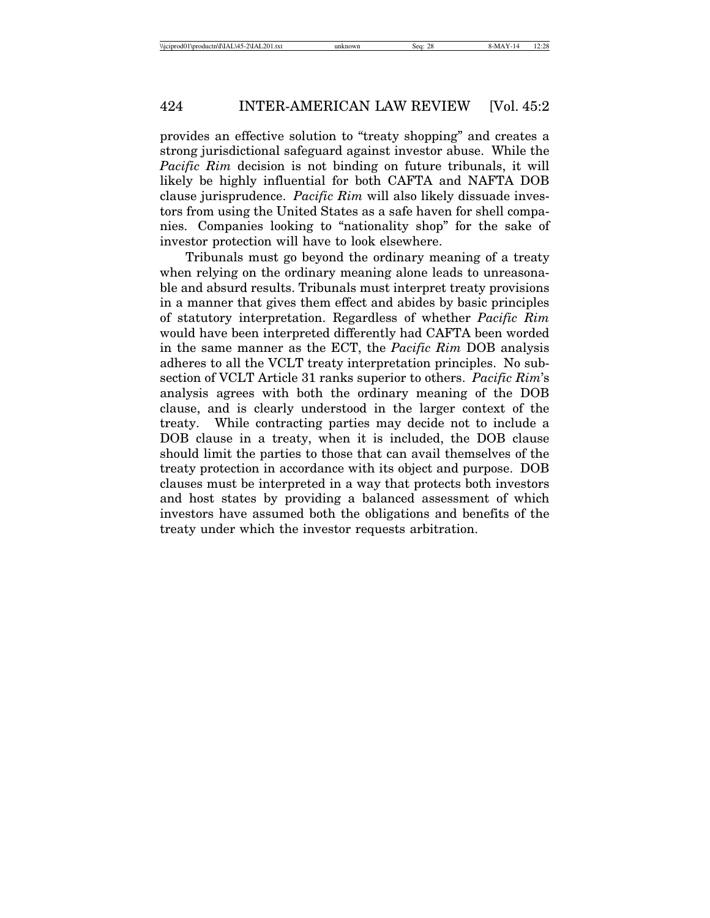provides an effective solution to "treaty shopping" and creates a strong jurisdictional safeguard against investor abuse. While the *Pacific Rim* decision is not binding on future tribunals, it will likely be highly influential for both CAFTA and NAFTA DOB clause jurisprudence. *Pacific Rim* will also likely dissuade investors from using the United States as a safe haven for shell companies. Companies looking to "nationality shop" for the sake of investor protection will have to look elsewhere.

Tribunals must go beyond the ordinary meaning of a treaty when relying on the ordinary meaning alone leads to unreasonable and absurd results. Tribunals must interpret treaty provisions in a manner that gives them effect and abides by basic principles of statutory interpretation. Regardless of whether *Pacific Rim* would have been interpreted differently had CAFTA been worded in the same manner as the ECT, the *Pacific Rim* DOB analysis adheres to all the VCLT treaty interpretation principles. No subsection of VCLT Article 31 ranks superior to others. *Pacific Rim*'s analysis agrees with both the ordinary meaning of the DOB clause, and is clearly understood in the larger context of the treaty. While contracting parties may decide not to include a DOB clause in a treaty, when it is included, the DOB clause should limit the parties to those that can avail themselves of the treaty protection in accordance with its object and purpose. DOB clauses must be interpreted in a way that protects both investors and host states by providing a balanced assessment of which investors have assumed both the obligations and benefits of the treaty under which the investor requests arbitration.